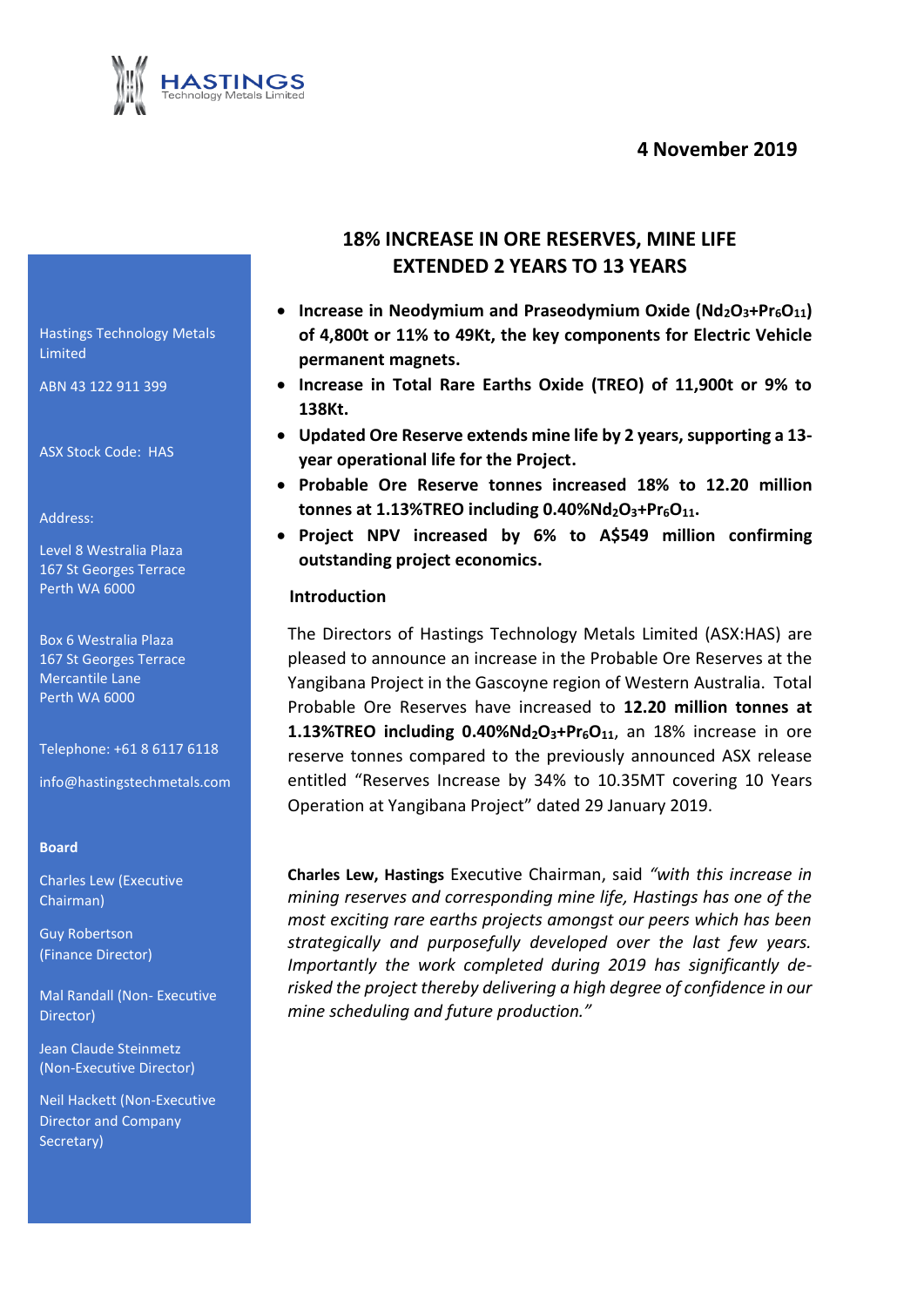Hastings Technology Metals Limited

ABN 43 122 911 399

ASX Stock Code: HAS

Address:

Level 8 Westralia Plaza
167 St Georges Terrace
Perth WA 6000

Box 6 Westralia Plaza
167 St Georges Terrace
Mercantile Lane
Perth WA 6000

Telephone: +61 8 6117 6118

info@hastingstechmetals.com

**Board**

Charles Lew (Executive Chairman)

Guy Robertson (Finance Director)

Mal Randall (Non- Executive Director)

Jean Claude Steinmetz (Non-Executive Director)

Neil Hackett (Non-Executive Director and Company Secretary)

**4 November 2019**

# 18% INCREASE IN ORE RESERVES, MINE LIFE EXTENDED 2 YEARS TO 13 YEARS

- **Increase in Neodymium and Praseodymium Oxide ($Nd_2O_3$+$Pr_6O_{11}$) of 4,800t or 11% to 49Kt, the key components for Electric Vehicle permanent magnets.**
- **Increase in Total Rare Earths Oxide (TREO) of 11,900t or 9% to 138Kt.**
- **Updated Ore Reserve extends mine life by 2 years, supporting a 13-year operational life for the Project.**
- **Probable Ore Reserve tonnes increased 18% to 12.20 million tonnes at 1.13%TREO including 0.40%$Nd_2O_3$+$Pr_6O_{11}$.**
- **Project NPV increased by 6% to A$549 million confirming outstanding project economics.**

## Introduction

The Directors of Hastings Technology Metals Limited (ASX:HAS) are pleased to announce an increase in the Probable Ore Reserves at the Yangibana Project in the Gascoyne region of Western Australia. Total Probable Ore Reserves have increased to **12.20 million tonnes at 1.13%TREO including 0.40%$Nd_2O_3$+$Pr_6O_{11}$**, an 18% increase in ore reserve tonnes compared to the previously announced ASX release entitled "Reserves Increase by 34% to 10.35MT covering 10 Years Operation at Yangibana Project" dated 29 January 2019.

**Charles Lew, Hastings** Executive Chairman, said *"with this increase in mining reserves and corresponding mine life, Hastings has one of the most exciting rare earths projects amongst our peers which has been strategically and purposefully developed over the last few years. Importantly the work completed during 2019 has significantly de-risked the project thereby delivering a high degree of confidence in our mine scheduling and future production."*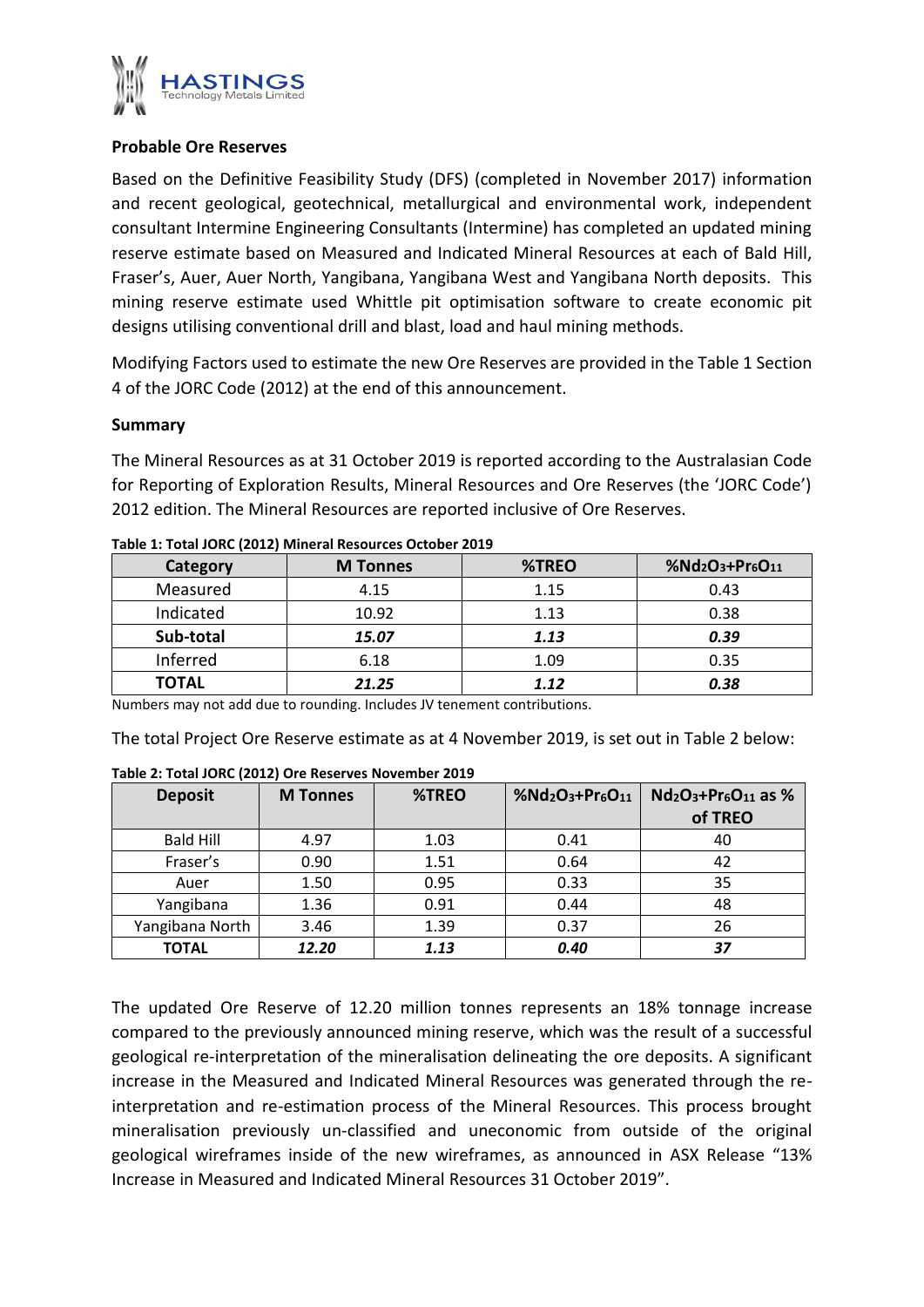**Probable Ore Reserves**

Based on the Definitive Feasibility Study (DFS) (completed in November 2017) information and recent geological, geotechnical, metallurgical and environmental work, independent consultant Intermine Engineering Consultants (Intermine) has completed an updated mining reserve estimate based on Measured and Indicated Mineral Resources at each of Bald Hill, Fraser's, Auer, Auer North, Yangibana, Yangibana West and Yangibana North deposits. This mining reserve estimate used Whittle pit optimisation software to create economic pit designs utilising conventional drill and blast, load and haul mining methods.

Modifying Factors used to estimate the new Ore Reserves are provided in the Table 1 Section 4 of the JORC Code (2012) at the end of this announcement.

**Summary**

The Mineral Resources as at 31 October 2019 is reported according to the Australasian Code for Reporting of Exploration Results, Mineral Resources and Ore Reserves (the 'JORC Code') 2012 edition. The Mineral Resources are reported inclusive of Ore Reserves.

**Table 1: Total JORC (2012) Mineral Resources October 2019**

| Category | M Tonnes | %TREO | %$Nd_2O_3$+$Pr_6O_{11}$ |
|---|---|---|---|
| Measured | 4.15 | 1.15 | 0.43 |
| Indicated | 10.92 | 1.13 | 0.38 |
| **Sub-total** | ***15.07*** | ***1.13*** | ***0.39*** |
| Inferred | 6.18 | 1.09 | 0.35 |
| **TOTAL** | ***21.25*** | ***1.12*** | ***0.38*** |

Numbers may not add due to rounding. Includes JV tenement contributions.

The total Project Ore Reserve estimate as at 4 November 2019, is set out in Table 2 below:

**Table 2: Total JORC (2012) Ore Reserves November 2019**

| Deposit | M Tonnes | %TREO | %$Nd_2O_3$+$Pr_6O_{11}$ | $Nd_2O_3$+$Pr_6O_{11}$ as % of TREO |
|---|---|---|---|---|
| Bald Hill | 4.97 | 1.03 | 0.41 | 40 |
| Fraser's | 0.90 | 1.51 | 0.64 | 42 |
| Auer | 1.50 | 0.95 | 0.33 | 35 |
| Yangibana | 1.36 | 0.91 | 0.44 | 48 |
| Yangibana North | 3.46 | 1.39 | 0.37 | 26 |
| **TOTAL** | ***12.20*** | ***1.13*** | ***0.40*** | ***37*** |

The updated Ore Reserve of 12.20 million tonnes represents an 18% tonnage increase compared to the previously announced mining reserve, which was the result of a successful geological re-interpretation of the mineralisation delineating the ore deposits. A significant increase in the Measured and Indicated Mineral Resources was generated through the re-interpretation and re-estimation process of the Mineral Resources. This process brought mineralisation previously un-classified and uneconomic from outside of the original geological wireframes inside of the new wireframes, as announced in ASX Release "13% Increase in Measured and Indicated Mineral Resources 31 October 2019".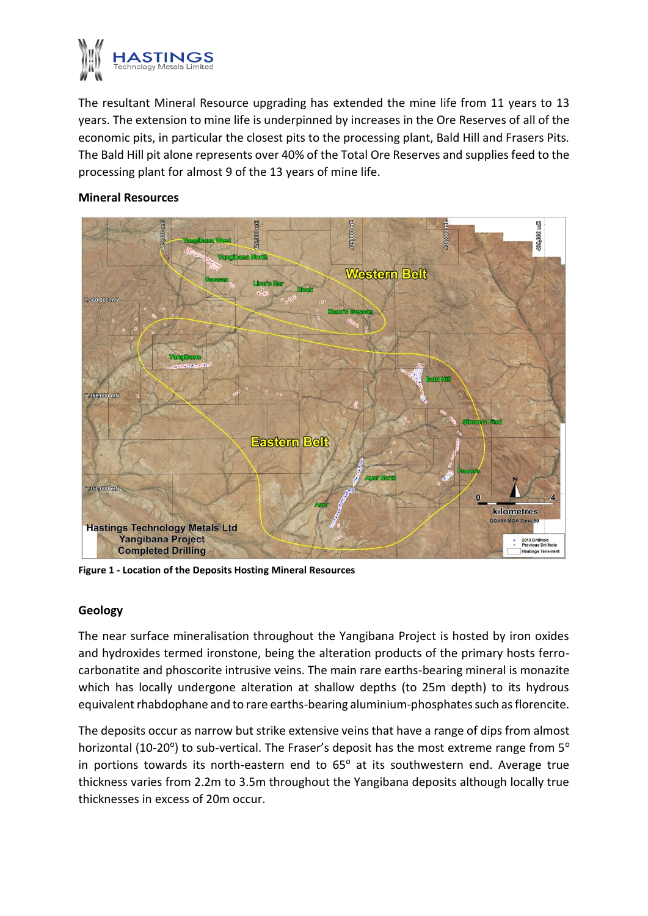The resultant Mineral Resource upgrading has extended the mine life from 11 years to 13 years. The extension to mine life is underpinned by increases in the Ore Reserves of all of the economic pits, in particular the closest pits to the processing plant, Bald Hill and Frasers Pits. The Bald Hill pit alone represents over 40% of the Total Ore Reserves and supplies feed to the processing plant for almost 9 of the 13 years of mine life.

**Mineral Resources**

**Figure 1 - Location of the Deposits Hosting Mineral Resources**

## Geology

The near surface mineralisation throughout the Yangibana Project is hosted by iron oxides and hydroxides termed ironstone, being the alteration products of the primary hosts ferro-carbonatite and phoscorite intrusive veins. The main rare earths-bearing mineral is monazite which has locally undergone alteration at shallow depths (to 25m depth) to its hydrous equivalent rhabdophane and to rare earths-bearing aluminium-phosphates such as florencite.

The deposits occur as narrow but strike extensive veins that have a range of dips from almost horizontal (10-20$^o$) to sub-vertical. The Fraser's deposit has the most extreme range from 5$^o$ in portions towards its north-eastern end to 65$^o$ at its southwestern end. Average true thickness varies from 2.2m to 3.5m throughout the Yangibana deposits although locally true thicknesses in excess of 20m occur.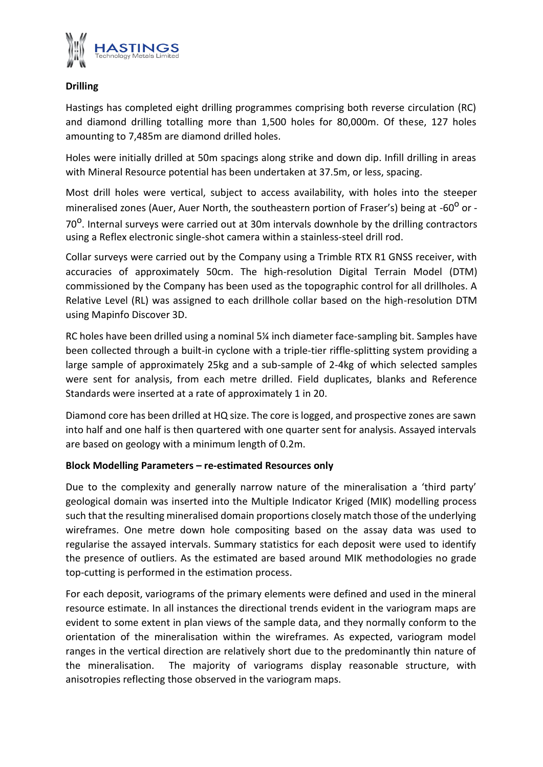**Drilling**

Hastings has completed eight drilling programmes comprising both reverse circulation (RC) and diamond drilling totalling more than 1,500 holes for 80,000m. Of these, 127 holes amounting to 7,485m are diamond drilled holes.

Holes were initially drilled at 50m spacings along strike and down dip. Infill drilling in areas with Mineral Resource potential has been undertaken at 37.5m, or less, spacing.

Most drill holes were vertical, subject to access availability, with holes into the steeper mineralised zones (Auer, Auer North, the southeastern portion of Fraser's) being at -60$^{o}$ or -70$^{o}$. Internal surveys were carried out at 30m intervals downhole by the drilling contractors using a Reflex electronic single-shot camera within a stainless-steel drill rod.

Collar surveys were carried out by the Company using a Trimble RTX R1 GNSS receiver, with accuracies of approximately 50cm. The high-resolution Digital Terrain Model (DTM) commissioned by the Company has been used as the topographic control for all drillholes. A Relative Level (RL) was assigned to each drillhole collar based on the high-resolution DTM using Mapinfo Discover 3D.

RC holes have been drilled using a nominal 5¼ inch diameter face-sampling bit. Samples have been collected through a built-in cyclone with a triple-tier riffle-splitting system providing a large sample of approximately 25kg and a sub-sample of 2-4kg of which selected samples were sent for analysis, from each metre drilled. Field duplicates, blanks and Reference Standards were inserted at a rate of approximately 1 in 20.

Diamond core has been drilled at HQ size. The core is logged, and prospective zones are sawn into half and one half is then quartered with one quarter sent for analysis. Assayed intervals are based on geology with a minimum length of 0.2m.

**Block Modelling Parameters – re-estimated Resources only**

Due to the complexity and generally narrow nature of the mineralisation a 'third party' geological domain was inserted into the Multiple Indicator Kriged (MIK) modelling process such that the resulting mineralised domain proportions closely match those of the underlying wireframes. One metre down hole compositing based on the assay data was used to regularise the assayed intervals. Summary statistics for each deposit were used to identify the presence of outliers. As the estimated are based around MIK methodologies no grade top-cutting is performed in the estimation process.

For each deposit, variograms of the primary elements were defined and used in the mineral resource estimate. In all instances the directional trends evident in the variogram maps are evident to some extent in plan views of the sample data, and they normally conform to the orientation of the mineralisation within the wireframes. As expected, variogram model ranges in the vertical direction are relatively short due to the predominantly thin nature of the mineralisation. The majority of variograms display reasonable structure, with anisotropies reflecting those observed in the variogram maps.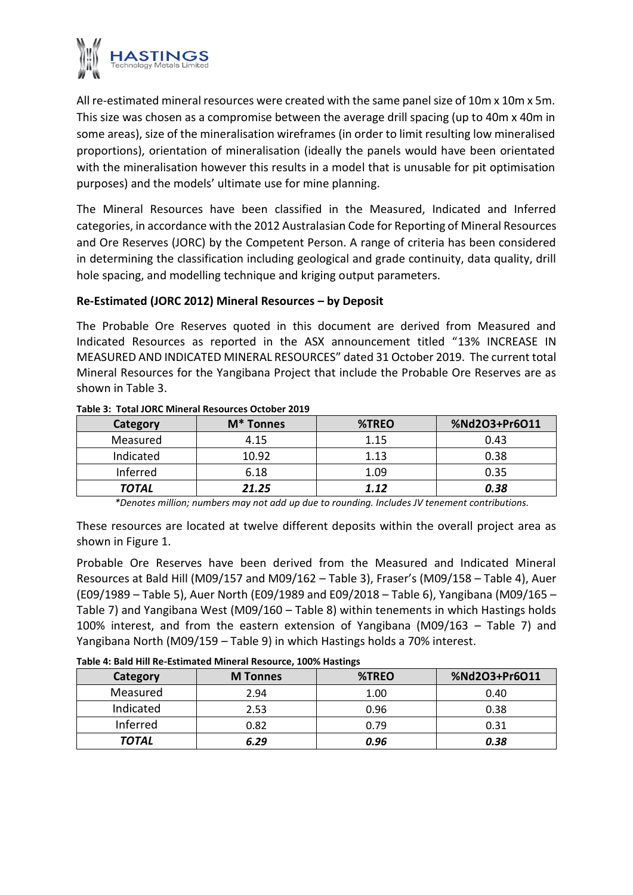All re-estimated mineral resources were created with the same panel size of 10m x 10m x 5m. This size was chosen as a compromise between the average drill spacing (up to 40m x 40m in some areas), size of the mineralisation wireframes (in order to limit resulting low mineralised proportions), orientation of mineralisation (ideally the panels would have been orientated with the mineralisation however this results in a model that is unusable for pit optimisation purposes) and the models' ultimate use for mine planning.

The Mineral Resources have been classified in the Measured, Indicated and Inferred categories, in accordance with the 2012 Australasian Code for Reporting of Mineral Resources and Ore Reserves (JORC) by the Competent Person. A range of criteria has been considered in determining the classification including geological and grade continuity, data quality, drill hole spacing, and modelling technique and kriging output parameters.

**Re-Estimated (JORC 2012) Mineral Resources – by Deposit**

The Probable Ore Reserves quoted in this document are derived from Measured and Indicated Resources as reported in the ASX announcement titled "13% INCREASE IN MEASURED AND INDICATED MINERAL RESOURCES" dated 31 October 2019. The current total Mineral Resources for the Yangibana Project that include the Probable Ore Reserves are as shown in Table 3.

**Table 3: Total JORC Mineral Resources October 2019**

| Category | M* Tonnes | %TREO | %Nd2O3+Pr6O11 |
|---|---|---|---|
| Measured | 4.15 | 1.15 | 0.43 |
| Indicated | 10.92 | 1.13 | 0.38 |
| Inferred | 6.18 | 1.09 | 0.35 |
| ***TOTAL*** | ***21.25*** | ***1.12*** | ***0.38*** |

*\*Denotes million; numbers may not add up due to rounding. Includes JV tenement contributions.*

These resources are located at twelve different deposits within the overall project area as shown in Figure 1.

Probable Ore Reserves have been derived from the Measured and Indicated Mineral Resources at Bald Hill (M09/157 and M09/162 – Table 3), Fraser's (M09/158 – Table 4), Auer (E09/1989 – Table 5), Auer North (E09/1989 and E09/2018 – Table 6), Yangibana (M09/165 – Table 7) and Yangibana West (M09/160 – Table 8) within tenements in which Hastings holds 100% interest, and from the eastern extension of Yangibana (M09/163 – Table 7) and Yangibana North (M09/159 – Table 9) in which Hastings holds a 70% interest.

**Table 4: Bald Hill Re-Estimated Mineral Resource, 100% Hastings**

| Category | M Tonnes | %TREO | %Nd2O3+Pr6O11 |
|---|---|---|---|
| Measured | 2.94 | 1.00 | 0.40 |
| Indicated | 2.53 | 0.96 | 0.38 |
| Inferred | 0.82 | 0.79 | 0.31 |
| ***TOTAL*** | ***6.29*** | ***0.96*** | ***0.38*** |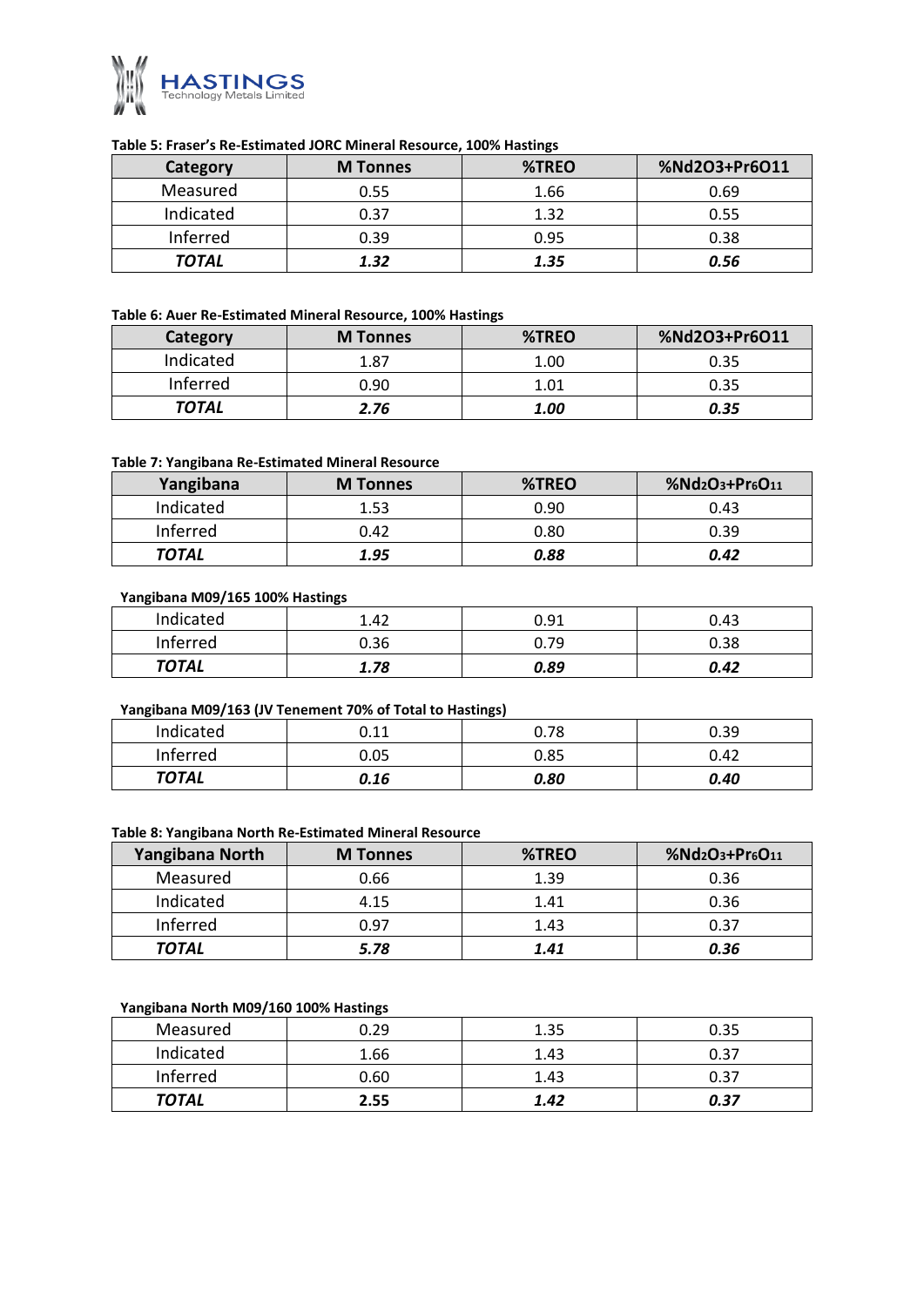**Table 5: Fraser's Re-Estimated JORC Mineral Resource, 100% Hastings**

| Category | M Tonnes | %TREO | %Nd2O3+Pr6O11 |
|---|---|---|---|
| Measured | 0.55 | 1.66 | 0.69 |
| Indicated | 0.37 | 1.32 | 0.55 |
| Inferred | 0.39 | 0.95 | 0.38 |
| ***TOTAL*** | ***1.32*** | ***1.35*** | ***0.56*** |

**Table 6: Auer Re-Estimated Mineral Resource, 100% Hastings**

| Category | M Tonnes | %TREO | %Nd2O3+Pr6O11 |
|---|---|---|---|
| Indicated | 1.87 | 1.00 | 0.35 |
| Inferred | 0.90 | 1.01 | 0.35 |
| ***TOTAL*** | ***2.76*** | ***1.00*** | ***0.35*** |

**Table 7: Yangibana Re-Estimated Mineral Resource**

| Yangibana | M Tonnes | %TREO | $\%Nd_2O_3+Pr_6O_{11}$ |
|---|---|---|---|
| Indicated | 1.53 | 0.90 | 0.43 |
| Inferred | 0.42 | 0.80 | 0.39 |
| ***TOTAL*** | ***1.95*** | ***0.88*** | ***0.42*** |

**Yangibana M09/165 100% Hastings**

| | | | |
|---|---|---|---|
| Indicated | 1.42 | 0.91 | 0.43 |
| Inferred | 0.36 | 0.79 | 0.38 |
| ***TOTAL*** | ***1.78*** | ***0.89*** | ***0.42*** |

**Yangibana M09/163 (JV Tenement 70% of Total to Hastings)**

| | | | |
|---|---|---|---|
| Indicated | 0.11 | 0.78 | 0.39 |
| Inferred | 0.05 | 0.85 | 0.42 |
| ***TOTAL*** | ***0.16*** | ***0.80*** | ***0.40*** |

**Table 8: Yangibana North Re-Estimated Mineral Resource**

| Yangibana North | M Tonnes | %TREO | $\%Nd_2O_3+Pr_6O_{11}$ |
|---|---|---|---|
| Measured | 0.66 | 1.39 | 0.36 |
| Indicated | 4.15 | 1.41 | 0.36 |
| Inferred | 0.97 | 1.43 | 0.37 |
| ***TOTAL*** | ***5.78*** | ***1.41*** | ***0.36*** |

**Yangibana North M09/160 100% Hastings**

| | | | |
|---|---|---|---|
| Measured | 0.29 | 1.35 | 0.35 |
| Indicated | 1.66 | 1.43 | 0.37 |
| Inferred | 0.60 | 1.43 | 0.37 |
| ***TOTAL*** | **2.55** | ***1.42*** | ***0.37*** |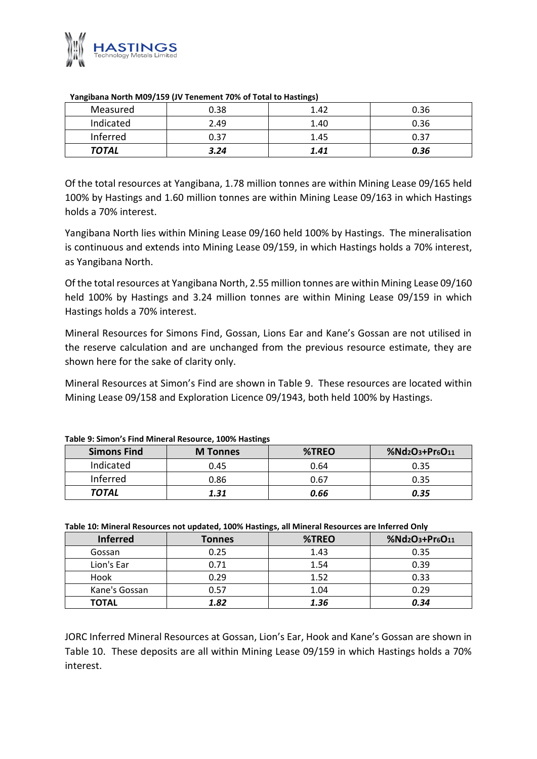**Yangibana North M09/159 (JV Tenement 70% of Total to Hastings)**

| | | | |
|---|---|---|---|
| Measured | 0.38 | 1.42 | 0.36 |
| Indicated | 2.49 | 1.40 | 0.36 |
| Inferred | 0.37 | 1.45 | 0.37 |
| ***TOTAL*** | ***3.24*** | ***1.41*** | ***0.36*** |

Of the total resources at Yangibana, 1.78 million tonnes are within Mining Lease 09/165 held 100% by Hastings and 1.60 million tonnes are within Mining Lease 09/163 in which Hastings holds a 70% interest.

Yangibana North lies within Mining Lease 09/160 held 100% by Hastings. The mineralisation is continuous and extends into Mining Lease 09/159, in which Hastings holds a 70% interest, as Yangibana North.

Of the total resources at Yangibana North, 2.55 million tonnes are within Mining Lease 09/160 held 100% by Hastings and 3.24 million tonnes are within Mining Lease 09/159 in which Hastings holds a 70% interest.

Mineral Resources for Simons Find, Gossan, Lions Ear and Kane's Gossan are not utilised in the reserve calculation and are unchanged from the previous resource estimate, they are shown here for the sake of clarity only.

Mineral Resources at Simon's Find are shown in Table 9. These resources are located within Mining Lease 09/158 and Exploration Licence 09/1943, both held 100% by Hastings.

**Table 9: Simon's Find Mineral Resource, 100% Hastings**

| Simons Find | M Tonnes | %TREO | %$Nd_2O_3$+$Pr_6O_{11}$ |
|---|---|---|---|
| Indicated | 0.45 | 0.64 | 0.35 |
| Inferred | 0.86 | 0.67 | 0.35 |
| ***TOTAL*** | ***1.31*** | ***0.66*** | ***0.35*** |

**Table 10: Mineral Resources not updated, 100% Hastings, all Mineral Resources are Inferred Only**

| Inferred | Tonnes | %TREO | %$Nd_2O_3$+$Pr_6O_{11}$ |
|---|---|---|---|
| Gossan | 0.25 | 1.43 | 0.35 |
| Lion's Ear | 0.71 | 1.54 | 0.39 |
| Hook | 0.29 | 1.52 | 0.33 |
| Kane's Gossan | 0.57 | 1.04 | 0.29 |
| **TOTAL** | ***1.82*** | ***1.36*** | ***0.34*** |

JORC Inferred Mineral Resources at Gossan, Lion's Ear, Hook and Kane's Gossan are shown in Table 10. These deposits are all within Mining Lease 09/159 in which Hastings holds a 70% interest.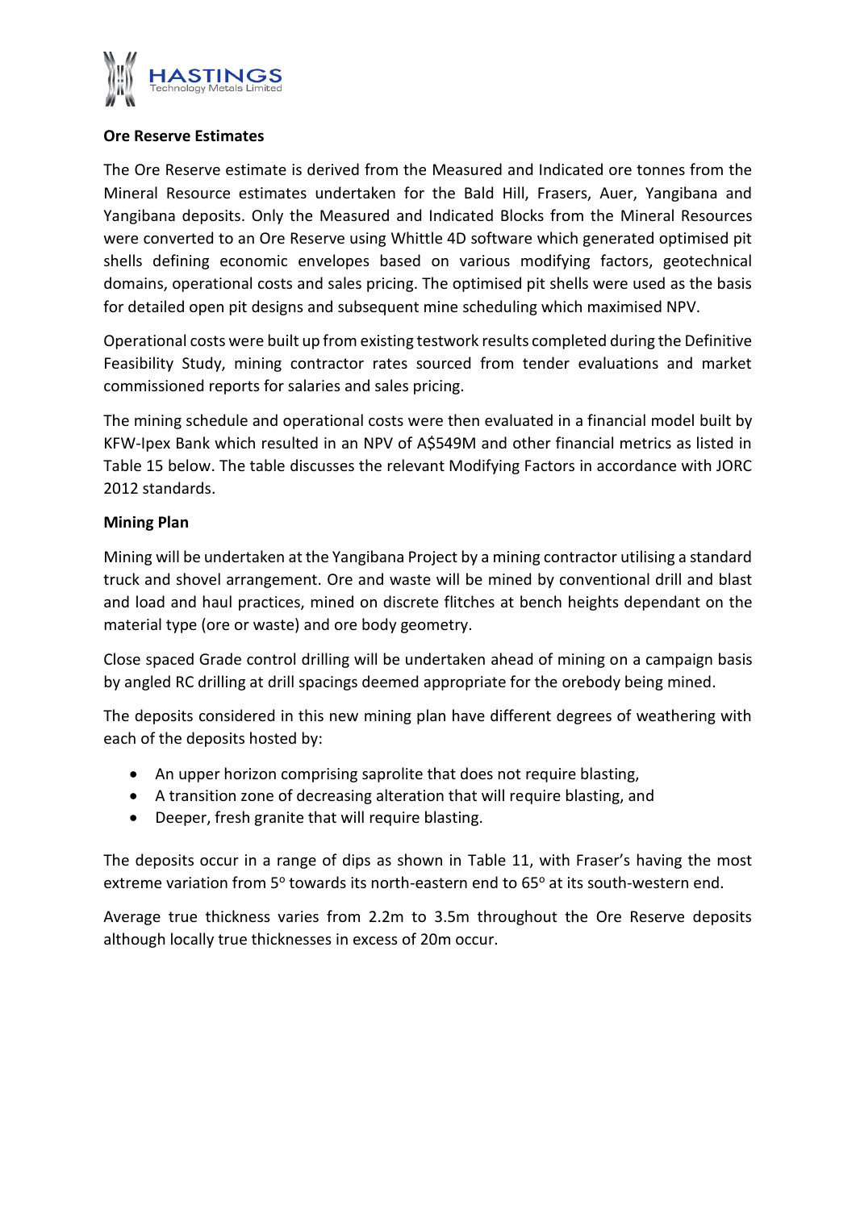**Ore Reserve Estimates**

The Ore Reserve estimate is derived from the Measured and Indicated ore tonnes from the Mineral Resource estimates undertaken for the Bald Hill, Frasers, Auer, Yangibana and Yangibana deposits. Only the Measured and Indicated Blocks from the Mineral Resources were converted to an Ore Reserve using Whittle 4D software which generated optimised pit shells defining economic envelopes based on various modifying factors, geotechnical domains, operational costs and sales pricing. The optimised pit shells were used as the basis for detailed open pit designs and subsequent mine scheduling which maximised NPV.

Operational costs were built up from existing testwork results completed during the Definitive Feasibility Study, mining contractor rates sourced from tender evaluations and market commissioned reports for salaries and sales pricing.

The mining schedule and operational costs were then evaluated in a financial model built by KFW-Ipex Bank which resulted in an NPV of A$549M and other financial metrics as listed in Table 15 below. The table discusses the relevant Modifying Factors in accordance with JORC 2012 standards.

**Mining Plan**

Mining will be undertaken at the Yangibana Project by a mining contractor utilising a standard truck and shovel arrangement. Ore and waste will be mined by conventional drill and blast and load and haul practices, mined on discrete flitches at bench heights dependant on the material type (ore or waste) and ore body geometry.

Close spaced Grade control drilling will be undertaken ahead of mining on a campaign basis by angled RC drilling at drill spacings deemed appropriate for the orebody being mined.

The deposits considered in this new mining plan have different degrees of weathering with each of the deposits hosted by:

- An upper horizon comprising saprolite that does not require blasting,
- A transition zone of decreasing alteration that will require blasting, and
- Deeper, fresh granite that will require blasting.

The deposits occur in a range of dips as shown in Table 11, with Fraser's having the most extreme variation from 5° towards its north-eastern end to 65° at its south-western end.

Average true thickness varies from 2.2m to 3.5m throughout the Ore Reserve deposits although locally true thicknesses in excess of 20m occur.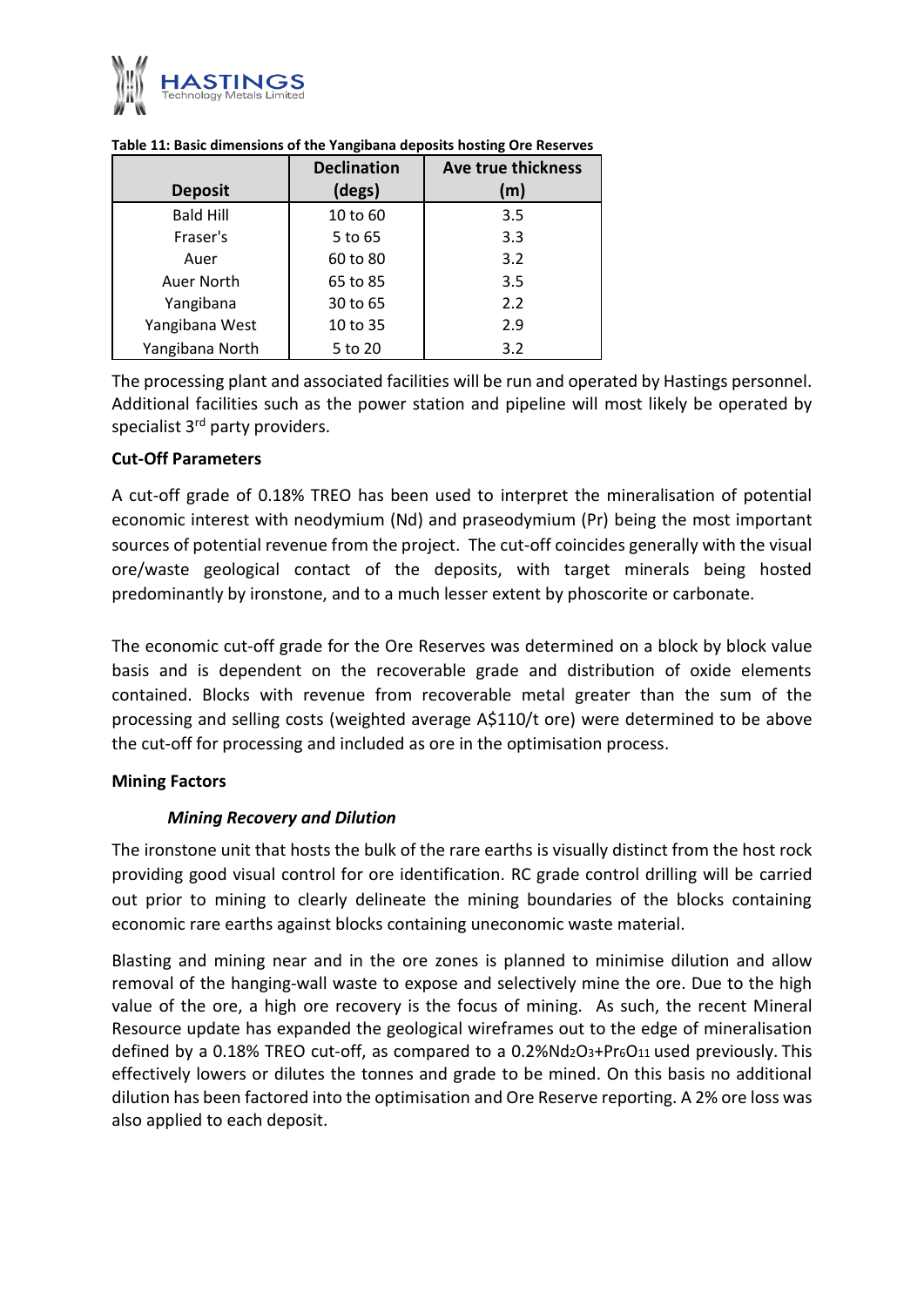**Table 11: Basic dimensions of the Yangibana deposits hosting Ore Reserves**

| Deposit | Declination (degs) | Ave true thickness (m) |
|---|---|---|
| Bald Hill | 10 to 60 | 3.5 |
| Fraser's | 5 to 65 | 3.3 |
| Auer | 60 to 80 | 3.2 |
| Auer North | 65 to 85 | 3.5 |
| Yangibana | 30 to 65 | 2.2 |
| Yangibana West | 10 to 35 | 2.9 |
| Yangibana North | 5 to 20 | 3.2 |

The processing plant and associated facilities will be run and operated by Hastings personnel. Additional facilities such as the power station and pipeline will most likely be operated by specialist 3rd party providers.

**Cut-Off Parameters**

A cut-off grade of 0.18% TREO has been used to interpret the mineralisation of potential economic interest with neodymium (Nd) and praseodymium (Pr) being the most important sources of potential revenue from the project. The cut-off coincides generally with the visual ore/waste geological contact of the deposits, with target minerals being hosted predominantly by ironstone, and to a much lesser extent by phoscorite or carbonate.

The economic cut-off grade for the Ore Reserves was determined on a block by block value basis and is dependent on the recoverable grade and distribution of oxide elements contained. Blocks with revenue from recoverable metal greater than the sum of the processing and selling costs (weighted average A$110/t ore) were determined to be above the cut-off for processing and included as ore in the optimisation process.

**Mining Factors**

***Mining Recovery and Dilution***

The ironstone unit that hosts the bulk of the rare earths is visually distinct from the host rock providing good visual control for ore identification. RC grade control drilling will be carried out prior to mining to clearly delineate the mining boundaries of the blocks containing economic rare earths against blocks containing uneconomic waste material.

Blasting and mining near and in the ore zones is planned to minimise dilution and allow removal of the hanging-wall waste to expose and selectively mine the ore. Due to the high value of the ore, a high ore recovery is the focus of mining. As such, the recent Mineral Resource update has expanded the geological wireframes out to the edge of mineralisation defined by a 0.18% TREO cut-off, as compared to a 0.2%$Nd_2O_3$+$Pr_6O_{11}$ used previously. This effectively lowers or dilutes the tonnes and grade to be mined. On this basis no additional dilution has been factored into the optimisation and Ore Reserve reporting. A 2% ore loss was also applied to each deposit.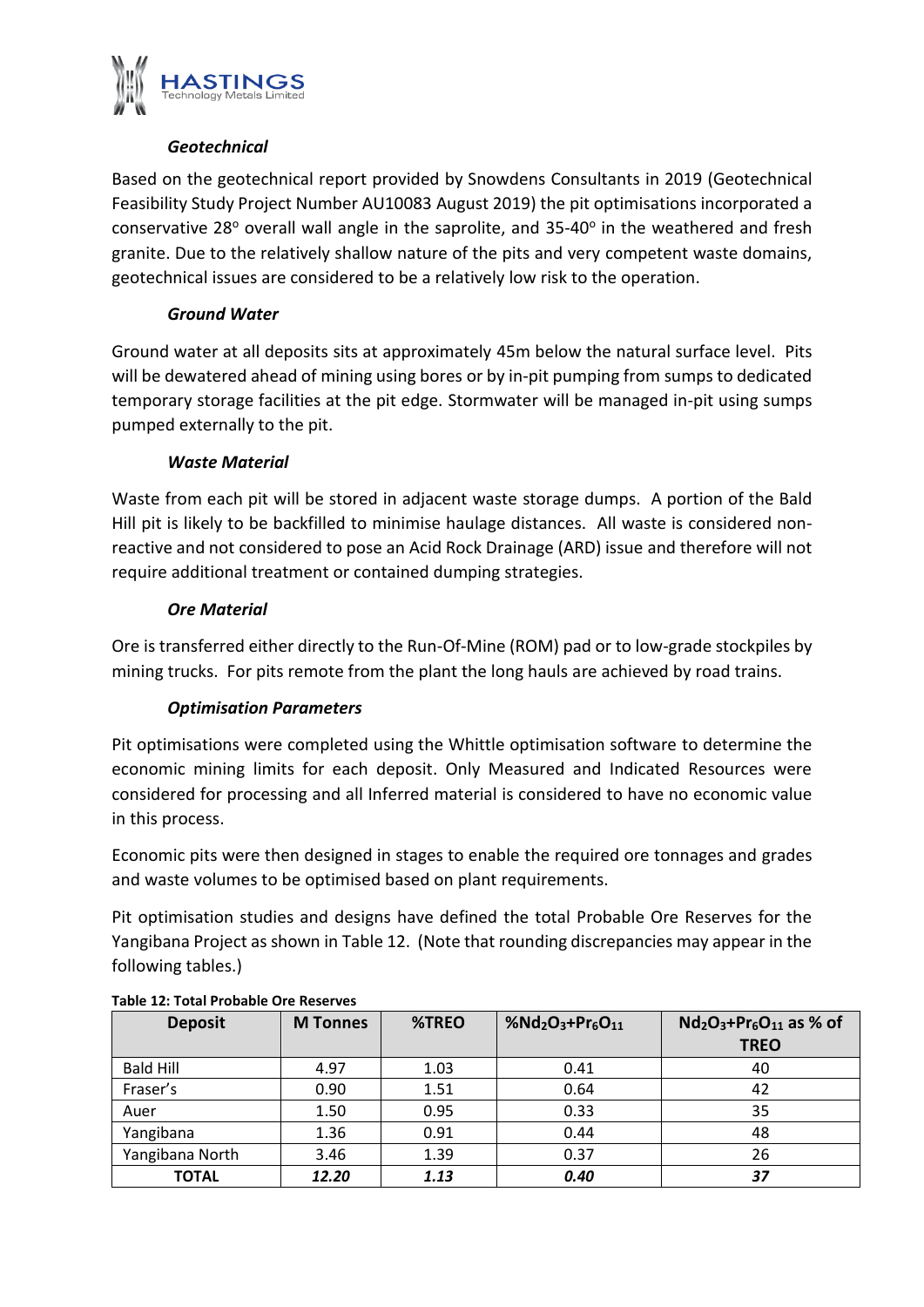### *Geotechnical*

Based on the geotechnical report provided by Snowdens Consultants in 2019 (Geotechnical Feasibility Study Project Number AU10083 August 2019) the pit optimisations incorporated a conservative 28$^o$ overall wall angle in the saprolite, and 35-40$^o$ in the weathered and fresh granite. Due to the relatively shallow nature of the pits and very competent waste domains, geotechnical issues are considered to be a relatively low risk to the operation.

### *Ground Water*

Ground water at all deposits sits at approximately 45m below the natural surface level. Pits will be dewatered ahead of mining using bores or by in-pit pumping from sumps to dedicated temporary storage facilities at the pit edge. Stormwater will be managed in-pit using sumps pumped externally to the pit.

### *Waste Material*

Waste from each pit will be stored in adjacent waste storage dumps. A portion of the Bald Hill pit is likely to be backfilled to minimise haulage distances. All waste is considered non-reactive and not considered to pose an Acid Rock Drainage (ARD) issue and therefore will not require additional treatment or contained dumping strategies.

### *Ore Material*

Ore is transferred either directly to the Run-Of-Mine (ROM) pad or to low-grade stockpiles by mining trucks. For pits remote from the plant the long hauls are achieved by road trains.

### *Optimisation Parameters*

Pit optimisations were completed using the Whittle optimisation software to determine the economic mining limits for each deposit. Only Measured and Indicated Resources were considered for processing and all Inferred material is considered to have no economic value in this process.

Economic pits were then designed in stages to enable the required ore tonnages and grades and waste volumes to be optimised based on plant requirements.

Pit optimisation studies and designs have defined the total Probable Ore Reserves for the Yangibana Project as shown in Table 12. (Note that rounding discrepancies may appear in the following tables.)

**Table 12: Total Probable Ore Reserves**

| Deposit | M Tonnes | %TREO | %$Nd_2O_3$+$Pr_6O_{11}$ | $Nd_2O_3$+$Pr_6O_{11}$ as % of TREO |
|---|---|---|---|---|
| Bald Hill | 4.97 | 1.03 | 0.41 | 40 |
| Fraser's | 0.90 | 1.51 | 0.64 | 42 |
| Auer | 1.50 | 0.95 | 0.33 | 35 |
| Yangibana | 1.36 | 0.91 | 0.44 | 48 |
| Yangibana North | 3.46 | 1.39 | 0.37 | 26 |
| **TOTAL** | ***12.20*** | ***1.13*** | ***0.40*** | ***37*** |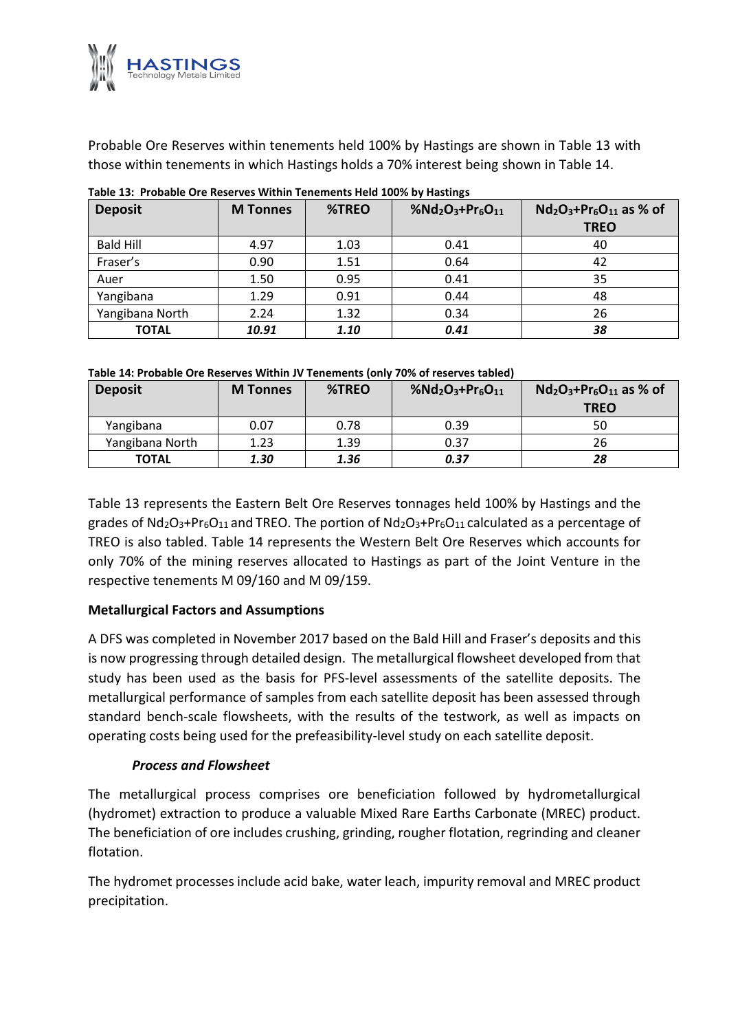Probable Ore Reserves within tenements held 100% by Hastings are shown in Table 13 with those within tenements in which Hastings holds a 70% interest being shown in Table 14.

**Table 13: Probable Ore Reserves Within Tenements Held 100% by Hastings**

| Deposit | M Tonnes | %TREO | %$Nd_2O_3$+$Pr_6O_{11}$ | $Nd_2O_3$+$Pr_6O_{11}$ as % of TREO |
|---|---|---|---|---|
| Bald Hill | 4.97 | 1.03 | 0.41 | 40 |
| Fraser's | 0.90 | 1.51 | 0.64 | 42 |
| Auer | 1.50 | 0.95 | 0.41 | 35 |
| Yangibana | 1.29 | 0.91 | 0.44 | 48 |
| Yangibana North | 2.24 | 1.32 | 0.34 | 26 |
| **TOTAL** | ***10.91*** | ***1.10*** | ***0.41*** | ***38*** |

**Table 14: Probable Ore Reserves Within JV Tenements (only 70% of reserves tabled)**

| Deposit | M Tonnes | %TREO | %$Nd_2O_3$+$Pr_6O_{11}$ | $Nd_2O_3$+$Pr_6O_{11}$ as % of TREO |
|---|---|---|---|---|
| Yangibana | 0.07 | 0.78 | 0.39 | 50 |
| Yangibana North | 1.23 | 1.39 | 0.37 | 26 |
| **TOTAL** | ***1.30*** | ***1.36*** | ***0.37*** | ***28*** |

Table 13 represents the Eastern Belt Ore Reserves tonnages held 100% by Hastings and the grades of $Nd_2O_3$+$Pr_6O_{11}$ and TREO. The portion of $Nd_2O_3$+$Pr_6O_{11}$ calculated as a percentage of TREO is also tabled. Table 14 represents the Western Belt Ore Reserves which accounts for only 70% of the mining reserves allocated to Hastings as part of the Joint Venture in the respective tenements M 09/160 and M 09/159.

**Metallurgical Factors and Assumptions**

A DFS was completed in November 2017 based on the Bald Hill and Fraser's deposits and this is now progressing through detailed design. The metallurgical flowsheet developed from that study has been used as the basis for PFS-level assessments of the satellite deposits. The metallurgical performance of samples from each satellite deposit has been assessed through standard bench-scale flowsheets, with the results of the testwork, as well as impacts on operating costs being used for the prefeasibility-level study on each satellite deposit.

***Process and Flowsheet***

The metallurgical process comprises ore beneficiation followed by hydrometallurgical (hydromet) extraction to produce a valuable Mixed Rare Earths Carbonate (MREC) product. The beneficiation of ore includes crushing, grinding, rougher flotation, regrinding and cleaner flotation.

The hydromet processes include acid bake, water leach, impurity removal and MREC product precipitation.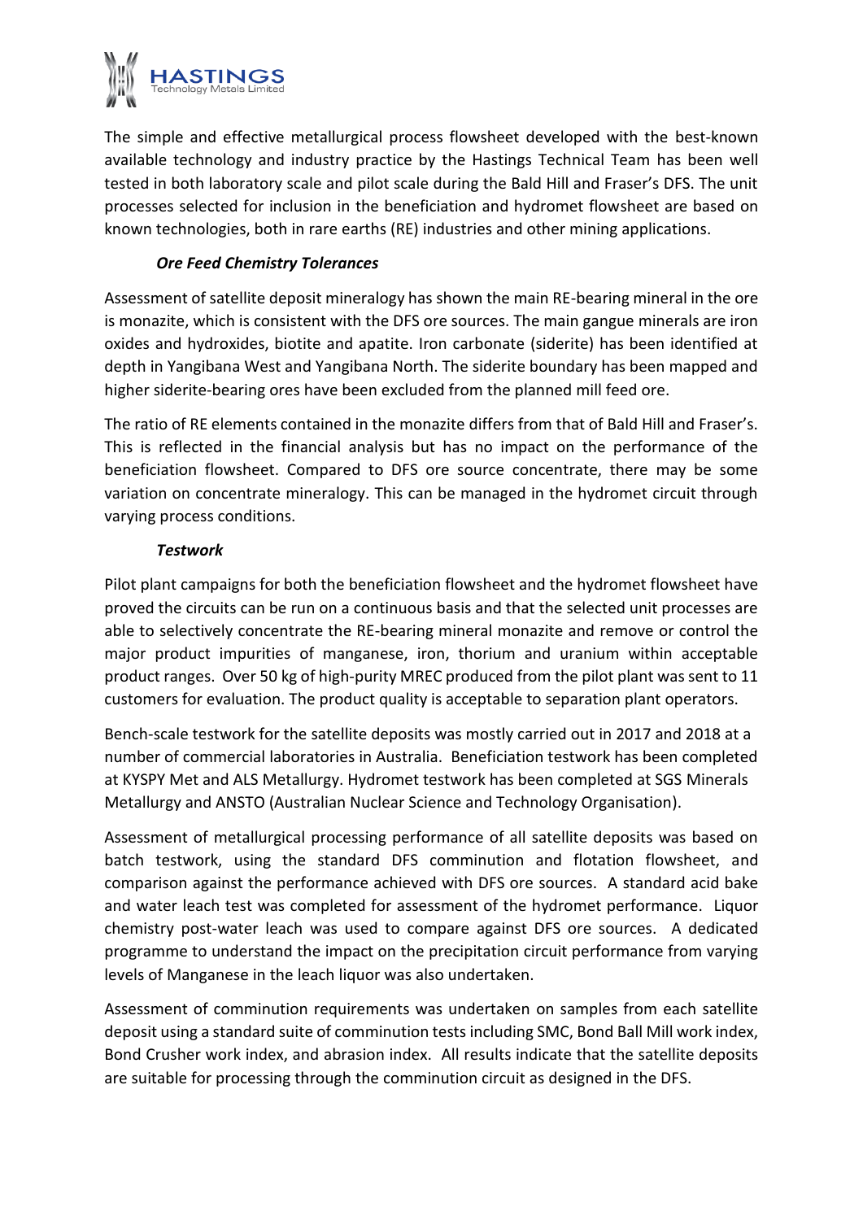The simple and effective metallurgical process flowsheet developed with the best-known available technology and industry practice by the Hastings Technical Team has been well tested in both laboratory scale and pilot scale during the Bald Hill and Fraser's DFS. The unit processes selected for inclusion in the beneficiation and hydromet flowsheet are based on known technologies, both in rare earths (RE) industries and other mining applications.

***Ore Feed Chemistry Tolerances***

Assessment of satellite deposit mineralogy has shown the main RE-bearing mineral in the ore is monazite, which is consistent with the DFS ore sources. The main gangue minerals are iron oxides and hydroxides, biotite and apatite. Iron carbonate (siderite) has been identified at depth in Yangibana West and Yangibana North. The siderite boundary has been mapped and higher siderite-bearing ores have been excluded from the planned mill feed ore.

The ratio of RE elements contained in the monazite differs from that of Bald Hill and Fraser's. This is reflected in the financial analysis but has no impact on the performance of the beneficiation flowsheet. Compared to DFS ore source concentrate, there may be some variation on concentrate mineralogy. This can be managed in the hydromet circuit through varying process conditions.

***Testwork***

Pilot plant campaigns for both the beneficiation flowsheet and the hydromet flowsheet have proved the circuits can be run on a continuous basis and that the selected unit processes are able to selectively concentrate the RE-bearing mineral monazite and remove or control the major product impurities of manganese, iron, thorium and uranium within acceptable product ranges. Over 50 kg of high-purity MREC produced from the pilot plant was sent to 11 customers for evaluation. The product quality is acceptable to separation plant operators.

Bench-scale testwork for the satellite deposits was mostly carried out in 2017 and 2018 at a number of commercial laboratories in Australia. Beneficiation testwork has been completed at KYSPY Met and ALS Metallurgy. Hydromet testwork has been completed at SGS Minerals Metallurgy and ANSTO (Australian Nuclear Science and Technology Organisation).

Assessment of metallurgical processing performance of all satellite deposits was based on batch testwork, using the standard DFS comminution and flotation flowsheet, and comparison against the performance achieved with DFS ore sources. A standard acid bake and water leach test was completed for assessment of the hydromet performance. Liquor chemistry post-water leach was used to compare against DFS ore sources. A dedicated programme to understand the impact on the precipitation circuit performance from varying levels of Manganese in the leach liquor was also undertaken.

Assessment of comminution requirements was undertaken on samples from each satellite deposit using a standard suite of comminution tests including SMC, Bond Ball Mill work index, Bond Crusher work index, and abrasion index. All results indicate that the satellite deposits are suitable for processing through the comminution circuit as designed in the DFS.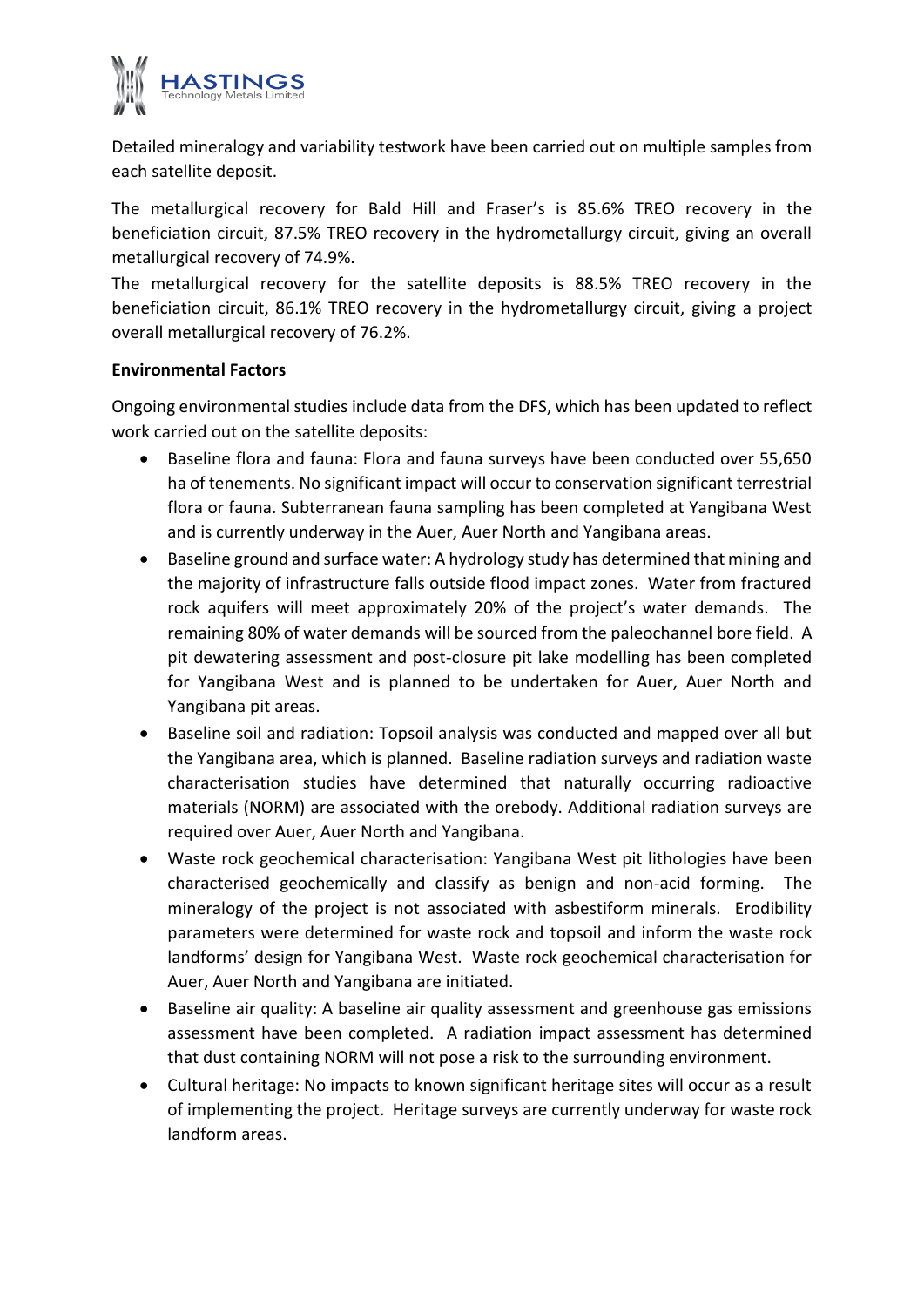Detailed mineralogy and variability testwork have been carried out on multiple samples from each satellite deposit.

The metallurgical recovery for Bald Hill and Fraser's is 85.6% TREO recovery in the beneficiation circuit, 87.5% TREO recovery in the hydrometallurgy circuit, giving an overall metallurgical recovery of 74.9%.

The metallurgical recovery for the satellite deposits is 88.5% TREO recovery in the beneficiation circuit, 86.1% TREO recovery in the hydrometallurgy circuit, giving a project overall metallurgical recovery of 76.2%.

**Environmental Factors**

Ongoing environmental studies include data from the DFS, which has been updated to reflect work carried out on the satellite deposits:

- Baseline flora and fauna: Flora and fauna surveys have been conducted over 55,650 ha of tenements. No significant impact will occur to conservation significant terrestrial flora or fauna. Subterranean fauna sampling has been completed at Yangibana West and is currently underway in the Auer, Auer North and Yangibana areas.
- Baseline ground and surface water: A hydrology study has determined that mining and the majority of infrastructure falls outside flood impact zones. Water from fractured rock aquifers will meet approximately 20% of the project's water demands. The remaining 80% of water demands will be sourced from the paleochannel bore field. A pit dewatering assessment and post-closure pit lake modelling has been completed for Yangibana West and is planned to be undertaken for Auer, Auer North and Yangibana pit areas.
- Baseline soil and radiation: Topsoil analysis was conducted and mapped over all but the Yangibana area, which is planned. Baseline radiation surveys and radiation waste characterisation studies have determined that naturally occurring radioactive materials (NORM) are associated with the orebody. Additional radiation surveys are required over Auer, Auer North and Yangibana.
- Waste rock geochemical characterisation: Yangibana West pit lithologies have been characterised geochemically and classify as benign and non-acid forming. The mineralogy of the project is not associated with asbestiform minerals. Erodibility parameters were determined for waste rock and topsoil and inform the waste rock landforms' design for Yangibana West. Waste rock geochemical characterisation for Auer, Auer North and Yangibana are initiated.
- Baseline air quality: A baseline air quality assessment and greenhouse gas emissions assessment have been completed. A radiation impact assessment has determined that dust containing NORM will not pose a risk to the surrounding environment.
- Cultural heritage: No impacts to known significant heritage sites will occur as a result of implementing the project. Heritage surveys are currently underway for waste rock landform areas.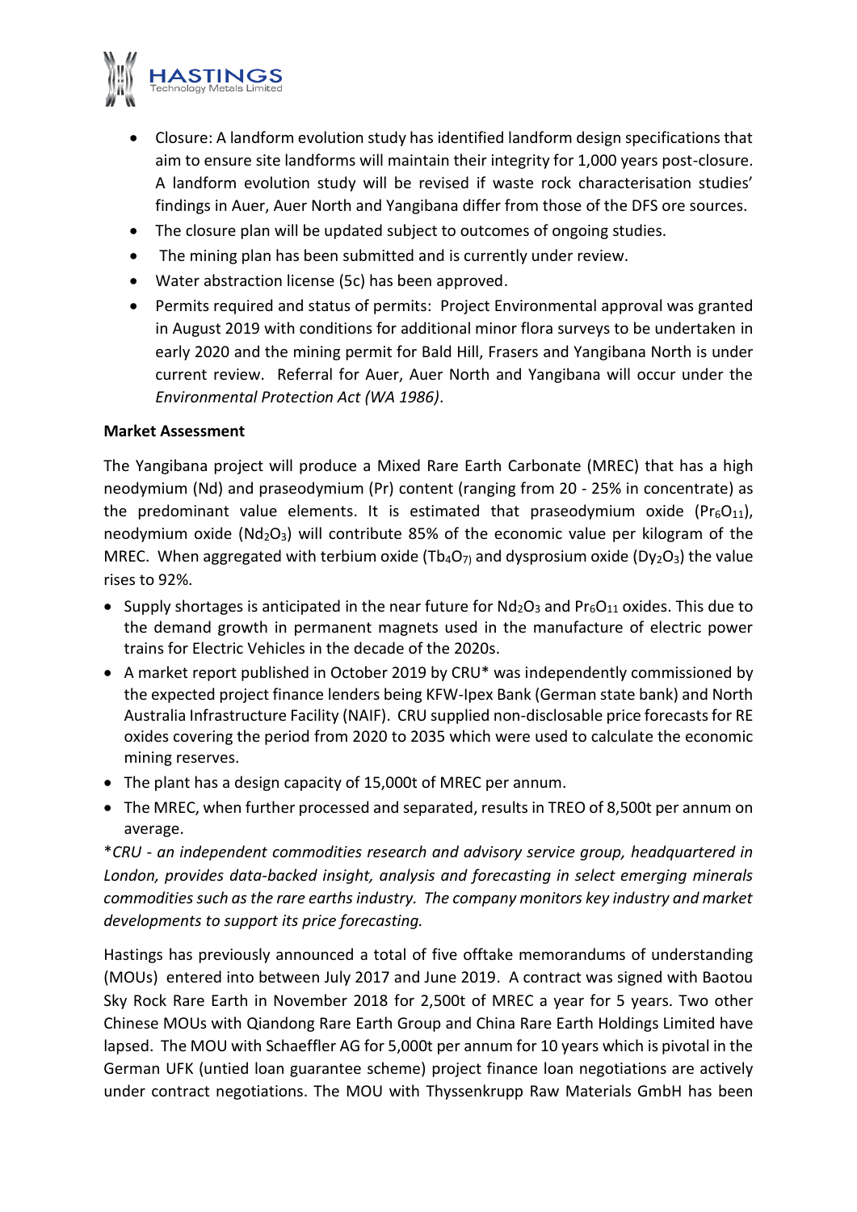- Closure: A landform evolution study has identified landform design specifications that aim to ensure site landforms will maintain their integrity for 1,000 years post-closure. A landform evolution study will be revised if waste rock characterisation studies' findings in Auer, Auer North and Yangibana differ from those of the DFS ore sources.
- The closure plan will be updated subject to outcomes of ongoing studies.
- The mining plan has been submitted and is currently under review.
- Water abstraction license (5c) has been approved.
- Permits required and status of permits: Project Environmental approval was granted in August 2019 with conditions for additional minor flora surveys to be undertaken in early 2020 and the mining permit for Bald Hill, Frasers and Yangibana North is under current review. Referral for Auer, Auer North and Yangibana will occur under the *Environmental Protection Act (WA 1986)*.

**Market Assessment**

The Yangibana project will produce a Mixed Rare Earth Carbonate (MREC) that has a high neodymium (Nd) and praseodymium (Pr) content (ranging from 20 - 25% in concentrate) as the predominant value elements. It is estimated that praseodymium oxide ($Pr_6O_{11}$), neodymium oxide ($Nd_2O_3$) will contribute 85% of the economic value per kilogram of the MREC. When aggregated with terbium oxide ($Tb_4O_7$) and dysprosium oxide ($Dy_2O_3$) the value rises to 92%.

- Supply shortages is anticipated in the near future for $Nd_2O_3$ and $Pr_6O_{11}$ oxides. This due to the demand growth in permanent magnets used in the manufacture of electric power trains for Electric Vehicles in the decade of the 2020s.
- A market report published in October 2019 by CRU* was independently commissioned by the expected project finance lenders being KFW-Ipex Bank (German state bank) and North Australia Infrastructure Facility (NAIF). CRU supplied non-disclosable price forecasts for RE oxides covering the period from 2020 to 2035 which were used to calculate the economic mining reserves.
- The plant has a design capacity of 15,000t of MREC per annum.
- The MREC, when further processed and separated, results in TREO of 8,500t per annum on average.

**CRU - an independent commodities research and advisory service group, headquartered in London, provides data-backed insight, analysis and forecasting in select emerging minerals commodities such as the rare earths industry. The company monitors key industry and market developments to support its price forecasting.*

Hastings has previously announced a total of five offtake memorandums of understanding (MOUs) entered into between July 2017 and June 2019. A contract was signed with Baotou Sky Rock Rare Earth in November 2018 for 2,500t of MREC a year for 5 years. Two other Chinese MOUs with Qiandong Rare Earth Group and China Rare Earth Holdings Limited have lapsed. The MOU with Schaeffler AG for 5,000t per annum for 10 years which is pivotal in the German UFK (untied loan guarantee scheme) project finance loan negotiations are actively under contract negotiations. The MOU with Thyssenkrupp Raw Materials GmbH has been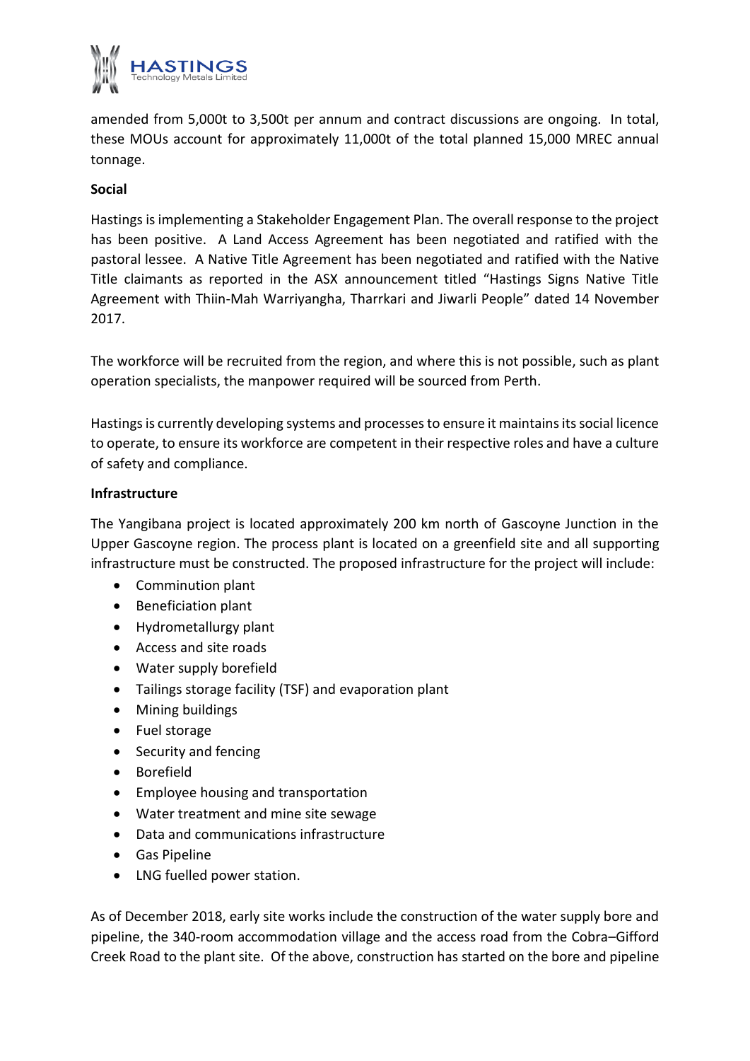amended from 5,000t to 3,500t per annum and contract discussions are ongoing. In total, these MOUs account for approximately 11,000t of the total planned 15,000 MREC annual tonnage.

**Social**

Hastings is implementing a Stakeholder Engagement Plan. The overall response to the project has been positive. A Land Access Agreement has been negotiated and ratified with the pastoral lessee. A Native Title Agreement has been negotiated and ratified with the Native Title claimants as reported in the ASX announcement titled "Hastings Signs Native Title Agreement with Thiin-Mah Warriyangha, Tharrkari and Jiwarli People" dated 14 November 2017.

The workforce will be recruited from the region, and where this is not possible, such as plant operation specialists, the manpower required will be sourced from Perth.

Hastings is currently developing systems and processes to ensure it maintains its social licence to operate, to ensure its workforce are competent in their respective roles and have a culture of safety and compliance.

**Infrastructure**

The Yangibana project is located approximately 200 km north of Gascoyne Junction in the Upper Gascoyne region. The process plant is located on a greenfield site and all supporting infrastructure must be constructed. The proposed infrastructure for the project will include:

- Comminution plant
- Beneficiation plant
- Hydrometallurgy plant
- Access and site roads
- Water supply borefield
- Tailings storage facility (TSF) and evaporation plant
- Mining buildings
- Fuel storage
- Security and fencing
- Borefield
- Employee housing and transportation
- Water treatment and mine site sewage
- Data and communications infrastructure
- Gas Pipeline
- LNG fuelled power station.

As of December 2018, early site works include the construction of the water supply bore and pipeline, the 340-room accommodation village and the access road from the Cobra–Gifford Creek Road to the plant site. Of the above, construction has started on the bore and pipeline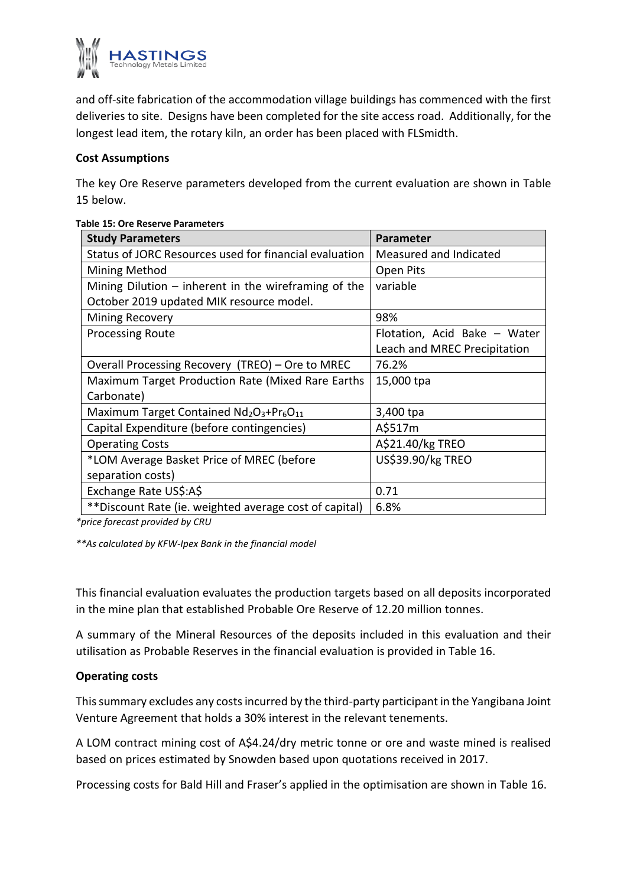and off-site fabrication of the accommodation village buildings has commenced with the first deliveries to site. Designs have been completed for the site access road. Additionally, for the longest lead item, the rotary kiln, an order has been placed with FLSmidth.

**Cost Assumptions**

The key Ore Reserve parameters developed from the current evaluation are shown in Table 15 below.

**Table 15: Ore Reserve Parameters**

| Study Parameters | Parameter |
|---|---|
| Status of JORC Resources used for financial evaluation | Measured and Indicated |
| Mining Method | Open Pits |
| Mining Dilution – inherent in the wireframing of the October 2019 updated MIK resource model. | variable |
| Mining Recovery | 98% |
| Processing Route | Flotation, Acid Bake – Water Leach and MREC Precipitation |
| Overall Processing Recovery (TREO) – Ore to MREC | 76.2% |
| Maximum Target Production Rate (Mixed Rare Earths Carbonate) | 15,000 tpa |
| Maximum Target Contained $Nd_2O_3$+$Pr_6O_{11}$ | 3,400 tpa |
| Capital Expenditure (before contingencies) | A$517m |
| Operating Costs | A$21.40/kg TREO |
| *LOM Average Basket Price of MREC (before separation costs) | US$39.90/kg TREO |
| Exchange Rate US$:A$ | 0.71 |
| **Discount Rate (ie. weighted average cost of capital) | 6.8% |

*\*price forecast provided by CRU*

*\*\*As calculated by KFW-Ipex Bank in the financial model*

This financial evaluation evaluates the production targets based on all deposits incorporated in the mine plan that established Probable Ore Reserve of 12.20 million tonnes.

A summary of the Mineral Resources of the deposits included in this evaluation and their utilisation as Probable Reserves in the financial evaluation is provided in Table 16.

**Operating costs**

This summary excludes any costs incurred by the third-party participant in the Yangibana Joint Venture Agreement that holds a 30% interest in the relevant tenements.

A LOM contract mining cost of A$4.24/dry metric tonne or ore and waste mined is realised based on prices estimated by Snowden based upon quotations received in 2017.

Processing costs for Bald Hill and Fraser's applied in the optimisation are shown in Table 16.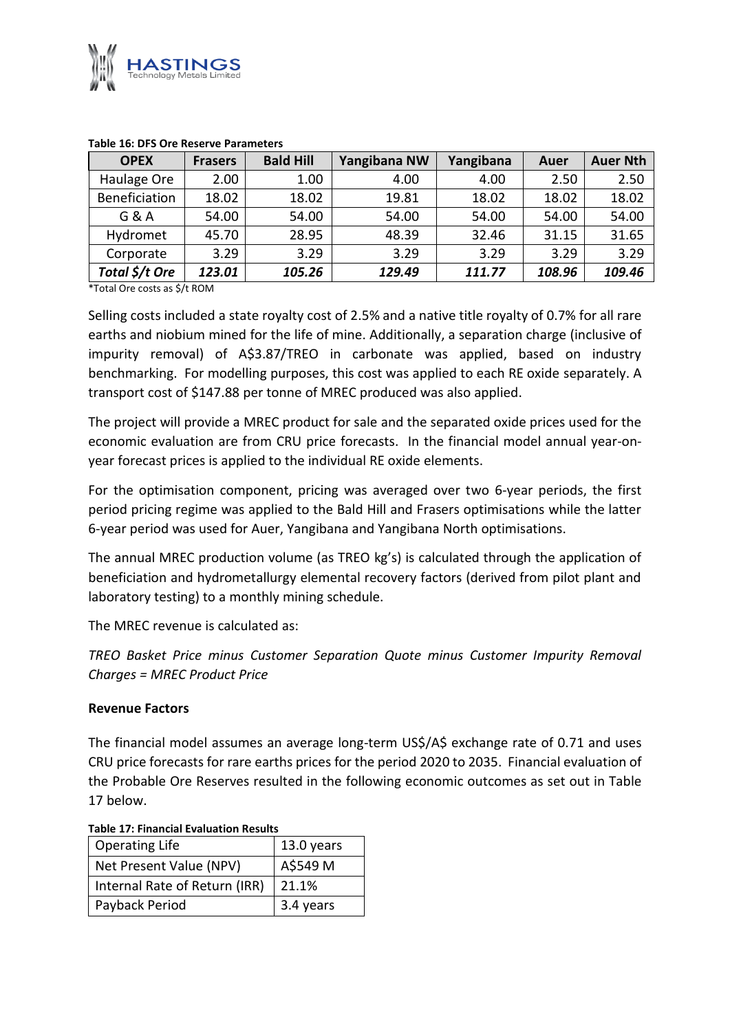**Table 16: DFS Ore Reserve Parameters**

| OPEX | Frasers | Bald Hill | Yangibana NW | Yangibana | Auer | Auer Nth |
|---|---|---|---|---|---|---|
| Haulage Ore | 2.00 | 1.00 | 4.00 | 4.00 | 2.50 | 2.50 |
| Beneficiation | 18.02 | 18.02 | 19.81 | 18.02 | 18.02 | 18.02 |
| G & A | 54.00 | 54.00 | 54.00 | 54.00 | 54.00 | 54.00 |
| Hydromet | 45.70 | 28.95 | 48.39 | 32.46 | 31.15 | 31.65 |
| Corporate | 3.29 | 3.29 | 3.29 | 3.29 | 3.29 | 3.29 |
| ***Total $/t Ore*** | ***123.01*** | ***105.26*** | ***129.49*** | ***111.77*** | ***108.96*** | ***109.46*** |

*Total Ore costs as $/t ROM

Selling costs included a state royalty cost of 2.5% and a native title royalty of 0.7% for all rare earths and niobium mined for the life of mine. Additionally, a separation charge (inclusive of impurity removal) of A$3.87/TREO in carbonate was applied, based on industry benchmarking. For modelling purposes, this cost was applied to each RE oxide separately. A transport cost of $147.88 per tonne of MREC produced was also applied.

The project will provide a MREC product for sale and the separated oxide prices used for the economic evaluation are from CRU price forecasts. In the financial model annual year-on-year forecast prices is applied to the individual RE oxide elements.

For the optimisation component, pricing was averaged over two 6-year periods, the first period pricing regime was applied to the Bald Hill and Frasers optimisations while the latter 6-year period was used for Auer, Yangibana and Yangibana North optimisations.

The annual MREC production volume (as TREO kg's) is calculated through the application of beneficiation and hydrometallurgy elemental recovery factors (derived from pilot plant and laboratory testing) to a monthly mining schedule.

The MREC revenue is calculated as:

*TREO Basket Price minus Customer Separation Quote minus Customer Impurity Removal Charges = MREC Product Price*

**Revenue Factors**

The financial model assumes an average long-term US$/A$ exchange rate of 0.71 and uses CRU price forecasts for rare earths prices for the period 2020 to 2035. Financial evaluation of the Probable Ore Reserves resulted in the following economic outcomes as set out in Table 17 below.

**Table 17: Financial Evaluation Results**

| Metric | Value |
|---|---|
| Operating Life | 13.0 years |
| Net Present Value (NPV) | A$549 M |
| Internal Rate of Return (IRR) | 21.1% |
| Payback Period | 3.4 years |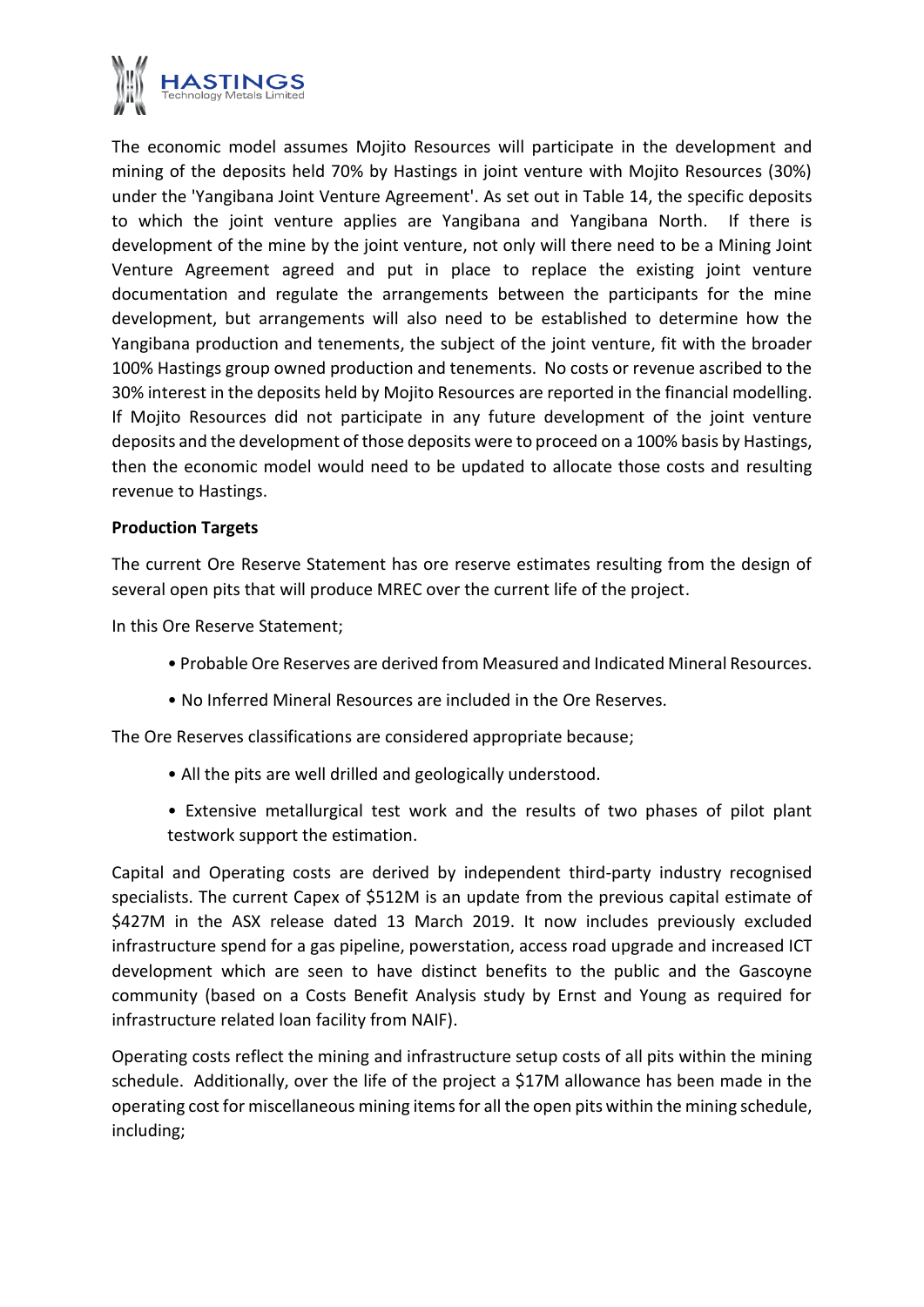The economic model assumes Mojito Resources will participate in the development and mining of the deposits held 70% by Hastings in joint venture with Mojito Resources (30%) under the 'Yangibana Joint Venture Agreement'. As set out in Table 14, the specific deposits to which the joint venture applies are Yangibana and Yangibana North. If there is development of the mine by the joint venture, not only will there need to be a Mining Joint Venture Agreement agreed and put in place to replace the existing joint venture documentation and regulate the arrangements between the participants for the mine development, but arrangements will also need to be established to determine how the Yangibana production and tenements, the subject of the joint venture, fit with the broader 100% Hastings group owned production and tenements. No costs or revenue ascribed to the 30% interest in the deposits held by Mojito Resources are reported in the financial modelling. If Mojito Resources did not participate in any future development of the joint venture deposits and the development of those deposits were to proceed on a 100% basis by Hastings, then the economic model would need to be updated to allocate those costs and resulting revenue to Hastings.

**Production Targets**

The current Ore Reserve Statement has ore reserve estimates resulting from the design of several open pits that will produce MREC over the current life of the project.

In this Ore Reserve Statement;

- Probable Ore Reserves are derived from Measured and Indicated Mineral Resources.
- No Inferred Mineral Resources are included in the Ore Reserves.

The Ore Reserves classifications are considered appropriate because;

- All the pits are well drilled and geologically understood.
- Extensive metallurgical test work and the results of two phases of pilot plant testwork support the estimation.

Capital and Operating costs are derived by independent third-party industry recognised specialists. The current Capex of $512M is an update from the previous capital estimate of $427M in the ASX release dated 13 March 2019. It now includes previously excluded infrastructure spend for a gas pipeline, powerstation, access road upgrade and increased ICT development which are seen to have distinct benefits to the public and the Gascoyne community (based on a Costs Benefit Analysis study by Ernst and Young as required for infrastructure related loan facility from NAIF).

Operating costs reflect the mining and infrastructure setup costs of all pits within the mining schedule. Additionally, over the life of the project a $17M allowance has been made in the operating cost for miscellaneous mining items for all the open pits within the mining schedule, including;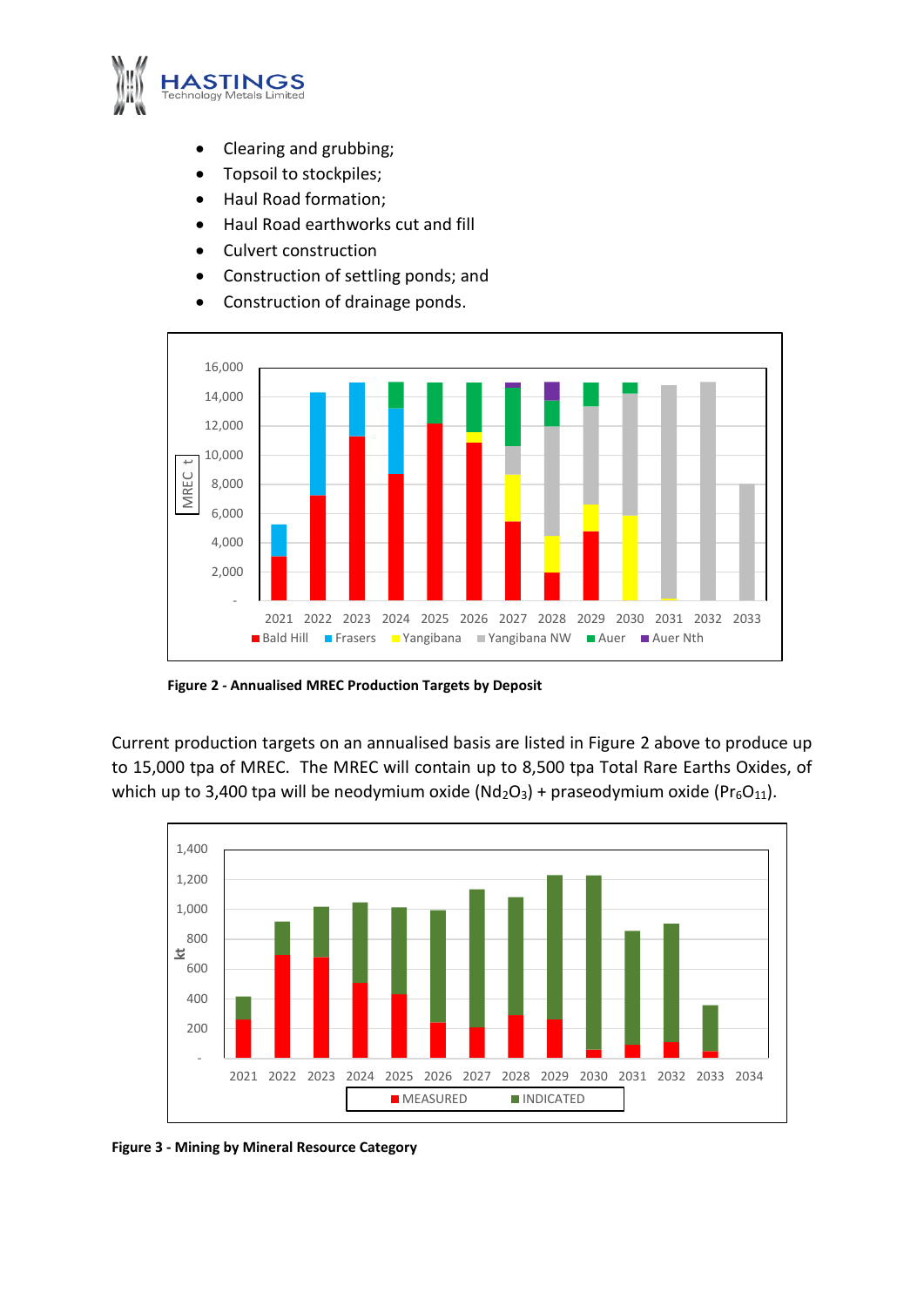- Clearing and grubbing;
- Topsoil to stockpiles;
- Haul Road formation;
- Haul Road earthworks cut and fill
- Culvert construction
- Construction of settling ponds; and
- Construction of drainage ponds.

**Figure 2 - Annualised MREC Production Targets by Deposit**

Current production targets on an annualised basis are listed in Figure 2 above to produce up to 15,000 tpa of MREC. The MREC will contain up to 8,500 tpa Total Rare Earths Oxides, of which up to 3,400 tpa will be neodymium oxide ($Nd_2O_3$) + praseodymium oxide ($Pr_6O_{11}$).

**Figure 3 - Mining by Mineral Resource Category**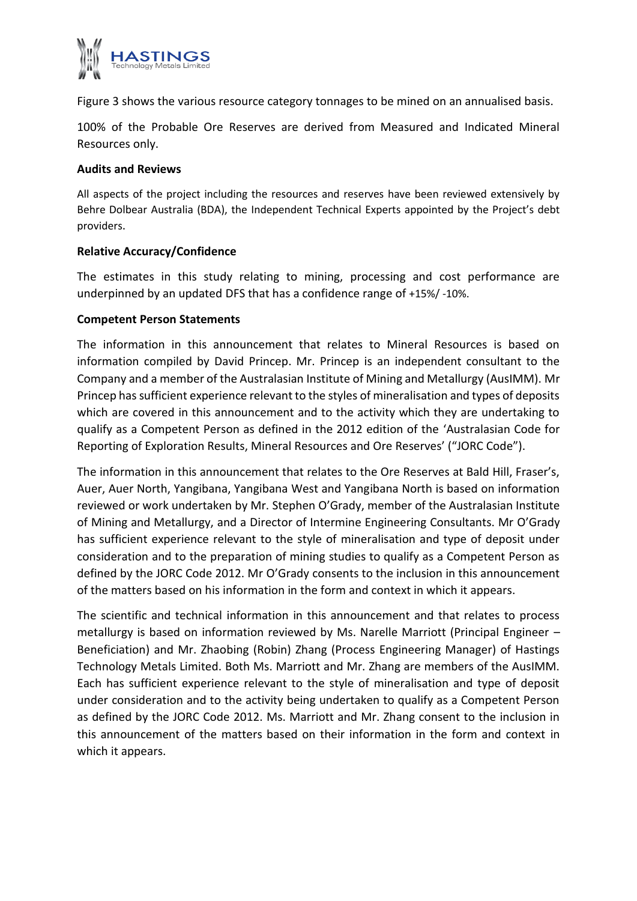Figure 3 shows the various resource category tonnages to be mined on an annualised basis.

100% of the Probable Ore Reserves are derived from Measured and Indicated Mineral Resources only.

**Audits and Reviews**

All aspects of the project including the resources and reserves have been reviewed extensively by Behre Dolbear Australia (BDA), the Independent Technical Experts appointed by the Project's debt providers.

**Relative Accuracy/Confidence**

The estimates in this study relating to mining, processing and cost performance are underpinned by an updated DFS that has a confidence range of +15%/ -10%.

**Competent Person Statements**

The information in this announcement that relates to Mineral Resources is based on information compiled by David Princep. Mr. Princep is an independent consultant to the Company and a member of the Australasian Institute of Mining and Metallurgy (AusIMM). Mr Princep has sufficient experience relevant to the styles of mineralisation and types of deposits which are covered in this announcement and to the activity which they are undertaking to qualify as a Competent Person as defined in the 2012 edition of the 'Australasian Code for Reporting of Exploration Results, Mineral Resources and Ore Reserves' ("JORC Code").

The information in this announcement that relates to the Ore Reserves at Bald Hill, Fraser's, Auer, Auer North, Yangibana, Yangibana West and Yangibana North is based on information reviewed or work undertaken by Mr. Stephen O'Grady, member of the Australasian Institute of Mining and Metallurgy, and a Director of Intermine Engineering Consultants. Mr O'Grady has sufficient experience relevant to the style of mineralisation and type of deposit under consideration and to the preparation of mining studies to qualify as a Competent Person as defined by the JORC Code 2012. Mr O'Grady consents to the inclusion in this announcement of the matters based on his information in the form and context in which it appears.

The scientific and technical information in this announcement and that relates to process metallurgy is based on information reviewed by Ms. Narelle Marriott (Principal Engineer – Beneficiation) and Mr. Zhaobing (Robin) Zhang (Process Engineering Manager) of Hastings Technology Metals Limited. Both Ms. Marriott and Mr. Zhang are members of the AusIMM. Each has sufficient experience relevant to the style of mineralisation and type of deposit under consideration and to the activity being undertaken to qualify as a Competent Person as defined by the JORC Code 2012. Ms. Marriott and Mr. Zhang consent to the inclusion in this announcement of the matters based on their information in the form and context in which it appears.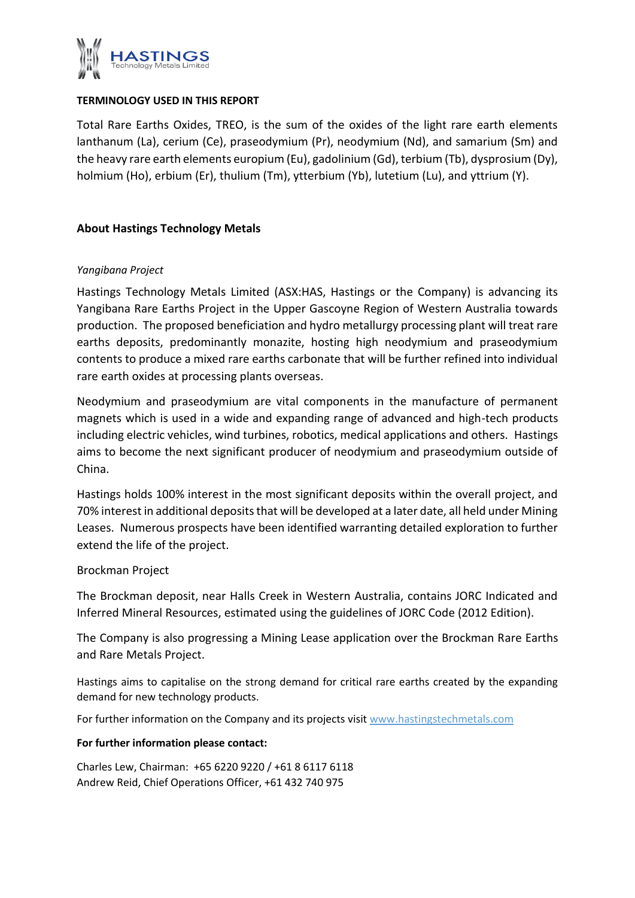**TERMINOLOGY USED IN THIS REPORT**

Total Rare Earths Oxides, TREO, is the sum of the oxides of the light rare earth elements lanthanum (La), cerium (Ce), praseodymium (Pr), neodymium (Nd), and samarium (Sm) and the heavy rare earth elements europium (Eu), gadolinium (Gd), terbium (Tb), dysprosium (Dy), holmium (Ho), erbium (Er), thulium (Tm), ytterbium (Yb), lutetium (Lu), and yttrium (Y).

**About Hastings Technology Metals**

*Yangibana Project*

Hastings Technology Metals Limited (ASX:HAS, Hastings or the Company) is advancing its Yangibana Rare Earths Project in the Upper Gascoyne Region of Western Australia towards production. The proposed beneficiation and hydro metallurgy processing plant will treat rare earths deposits, predominantly monazite, hosting high neodymium and praseodymium contents to produce a mixed rare earths carbonate that will be further refined into individual rare earth oxides at processing plants overseas.

Neodymium and praseodymium are vital components in the manufacture of permanent magnets which is used in a wide and expanding range of advanced and high-tech products including electric vehicles, wind turbines, robotics, medical applications and others. Hastings aims to become the next significant producer of neodymium and praseodymium outside of China.

Hastings holds 100% interest in the most significant deposits within the overall project, and 70% interest in additional deposits that will be developed at a later date, all held under Mining Leases. Numerous prospects have been identified warranting detailed exploration to further extend the life of the project.

Brockman Project

The Brockman deposit, near Halls Creek in Western Australia, contains JORC Indicated and Inferred Mineral Resources, estimated using the guidelines of JORC Code (2012 Edition).

The Company is also progressing a Mining Lease application over the Brockman Rare Earths and Rare Metals Project.

Hastings aims to capitalise on the strong demand for critical rare earths created by the expanding demand for new technology products.

For further information on the Company and its projects visit www.hastingstechmetals.com

**For further information please contact:**

Charles Lew, Chairman: +65 6220 9220 / +61 8 6117 6118
Andrew Reid, Chief Operations Officer, +61 432 740 975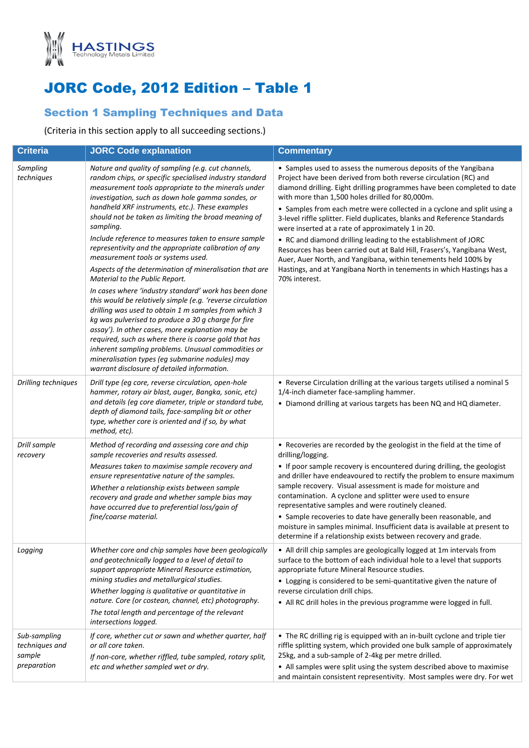# JORC Code, 2012 Edition – Table 1

## Section 1 Sampling Techniques and Data

(Criteria in this section apply to all succeeding sections.)

| Criteria | JORC Code explanation | Commentary |
|---|---|---|
| *Sampling techniques* | *Nature and quality of sampling (e.g. cut channels, random chips, or specific specialised industry standard measurement tools appropriate to the minerals under investigation, such as down hole gamma sondes, or handheld XRF instruments, etc.). These examples should not be taken as limiting the broad meaning of sampling.*<br>*Include reference to measures taken to ensure sample representivity and the appropriate calibration of any measurement tools or systems used.*<br>*Aspects of the determination of mineralisation that are Material to the Public Report.*<br>*In cases where 'industry standard' work has been done this would be relatively simple (e.g. 'reverse circulation drilling was used to obtain 1 m samples from which 3 kg was pulverised to produce a 30 g charge for fire assay'). In other cases, more explanation may be required, such as where there is coarse gold that has inherent sampling problems. Unusual commodities or mineralisation types (eg submarine nodules) may warrant disclosure of detailed information.* | • Samples used to assess the numerous deposits of the Yangibana Project have been derived from both reverse circulation (RC) and diamond drilling. Eight drilling programmes have been completed to date with more than 1,500 holes drilled for 80,000m.<br>• Samples from each metre were collected in a cyclone and split using a 3-level riffle splitter. Field duplicates, blanks and Reference Standards were inserted at a rate of approximately 1 in 20.<br>• RC and diamond drilling leading to the establishment of JORC Resources has been carried out at Bald Hill, Frasers's, Yangibana West, Auer, Auer North, and Yangibana, within tenements held 100% by Hastings, and at Yangibana North in tenements in which Hastings has a 70% interest. |
| *Drilling techniques* | *Drill type (eg core, reverse circulation, open-hole hammer, rotary air blast, auger, Bangka, sonic, etc) and details (eg core diameter, triple or standard tube, depth of diamond tails, face-sampling bit or other type, whether core is oriented and if so, by what method, etc).* | • Reverse Circulation drilling at the various targets utilised a nominal 5 1/4-inch diameter face-sampling hammer.<br>• Diamond drilling at various targets has been NQ and HQ diameter. |
| *Drill sample recovery* | *Method of recording and assessing core and chip sample recoveries and results assessed.*<br>*Measures taken to maximise sample recovery and ensure representative nature of the samples.*<br>*Whether a relationship exists between sample recovery and grade and whether sample bias may have occurred due to preferential loss/gain of fine/coarse material.* | • Recoveries are recorded by the geologist in the field at the time of drilling/logging.<br>• If poor sample recovery is encountered during drilling, the geologist and driller have endeavoured to rectify the problem to ensure maximum sample recovery. Visual assessment is made for moisture and contamination. A cyclone and splitter were used to ensure representative samples and were routinely cleaned.<br>• Sample recoveries to date have generally been reasonable, and moisture in samples minimal. Insufficient data is available at present to determine if a relationship exists between recovery and grade. |
| *Logging* | *Whether core and chip samples have been geologically and geotechnically logged to a level of detail to support appropriate Mineral Resource estimation, mining studies and metallurgical studies.*<br>*Whether logging is qualitative or quantitative in nature. Core (or costean, channel, etc) photography.*<br>*The total length and percentage of the relevant intersections logged.* | • All drill chip samples are geologically logged at 1m intervals from surface to the bottom of each individual hole to a level that supports appropriate future Mineral Resource studies.<br>• Logging is considered to be semi-quantitative given the nature of reverse circulation drill chips.<br>• All RC drill holes in the previous programme were logged in full. |
| *Sub-sampling techniques and sample preparation* | *If core, whether cut or sawn and whether quarter, half or all core taken.*<br>*If non-core, whether riffled, tube sampled, rotary split, etc and whether sampled wet or dry.* | • The RC drilling rig is equipped with an in-built cyclone and triple tier riffle splitting system, which provided one bulk sample of approximately 25kg, and a sub-sample of 2-4kg per metre drilled.<br>• All samples were split using the system described above to maximise and maintain consistent representivity. Most samples were dry. For wet |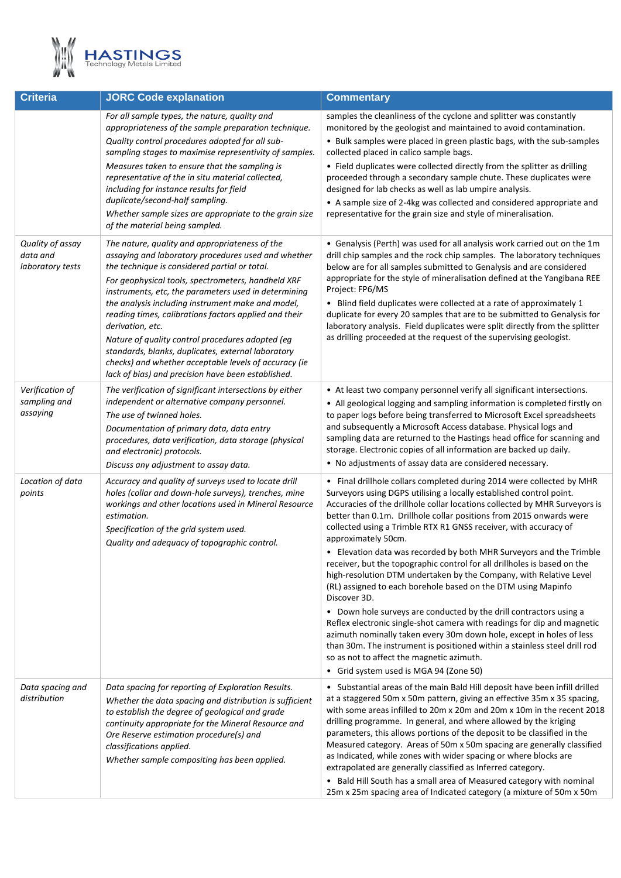| Criteria | JORC Code explanation | Commentary |
|---|---|---|
| | *For all sample types, the nature, quality and appropriateness of the sample preparation technique.* *Quality control procedures adopted for all sub-sampling stages to maximise representivity of samples.* *Measures taken to ensure that the sampling is representative of the in situ material collected, including for instance results for field duplicate/second-half sampling.* *Whether sample sizes are appropriate to the grain size of the material being sampled.* | samples the cleanliness of the cyclone and splitter was constantly monitored by the geologist and maintained to avoid contamination. • Bulk samples were placed in green plastic bags, with the sub-samples collected placed in calico sample bags. • Field duplicates were collected directly from the splitter as drilling proceeded through a secondary sample chute. These duplicates were designed for lab checks as well as lab umpire analysis. • A sample size of 2-4kg was collected and considered appropriate and representative for the grain size and style of mineralisation. |
| *Quality of assay data and laboratory tests* | *The nature, quality and appropriateness of the assaying and laboratory procedures used and whether the technique is considered partial or total.* *For geophysical tools, spectrometers, handheld XRF instruments, etc, the parameters used in determining the analysis including instrument make and model, reading times, calibrations factors applied and their derivation, etc.* *Nature of quality control procedures adopted (eg standards, blanks, duplicates, external laboratory checks) and whether acceptable levels of accuracy (ie lack of bias) and precision have been established.* | • Genalysis (Perth) was used for all analysis work carried out on the 1m drill chip samples and the rock chip samples. The laboratory techniques below are for all samples submitted to Genalysis and are considered appropriate for the style of mineralisation defined at the Yangibana REE Project: FP6/MS • Blind field duplicates were collected at a rate of approximately 1 duplicate for every 20 samples that are to be submitted to Genalysis for laboratory analysis. Field duplicates were split directly from the splitter as drilling proceeded at the request of the supervising geologist. |
| *Verification of sampling and assaying* | *The verification of significant intersections by either independent or alternative company personnel.* *The use of twinned holes.* *Documentation of primary data, data entry procedures, data verification, data storage (physical and electronic) protocols.* *Discuss any adjustment to assay data.* | • At least two company personnel verify all significant intersections. • All geological logging and sampling information is completed firstly on to paper logs before being transferred to Microsoft Excel spreadsheets and subsequently a Microsoft Access database. Physical logs and sampling data are returned to the Hastings head office for scanning and storage. Electronic copies of all information are backed up daily. • No adjustments of assay data are considered necessary. |
| *Location of data points* | *Accuracy and quality of surveys used to locate drill holes (collar and down-hole surveys), trenches, mine workings and other locations used in Mineral Resource estimation.* *Specification of the grid system used.* *Quality and adequacy of topographic control.* | • Final drillhole collars completed during 2014 were collected by MHR Surveyors using DGPS utilising a locally established control point. Accuracies of the drillhole collar locations collected by MHR Surveyors is better than 0.1m. Drillhole collar positions from 2015 onwards were collected using a Trimble RTX R1 GNSS receiver, with accuracy of approximately 50cm. • Elevation data was recorded by both MHR Surveyors and the Trimble receiver, but the topographic control for all drillholes is based on the high-resolution DTM undertaken by the Company, with Relative Level (RL) assigned to each borehole based on the DTM using Mapinfo Discover 3D. • Down hole surveys are conducted by the drill contractors using a Reflex electronic single-shot camera with readings for dip and magnetic azimuth nominally taken every 30m down hole, except in holes of less than 30m. The instrument is positioned within a stainless steel drill rod so as not to affect the magnetic azimuth. • Grid system used is MGA 94 (Zone 50) |
| *Data spacing and distribution* | *Data spacing for reporting of Exploration Results.* *Whether the data spacing and distribution is sufficient to establish the degree of geological and grade continuity appropriate for the Mineral Resource and Ore Reserve estimation procedure(s) and classifications applied.* *Whether sample compositing has been applied.* | • Substantial areas of the main Bald Hill deposit have been infill drilled at a staggered 50m x 50m pattern, giving an effective 35m x 35 spacing, with some areas infilled to 20m x 20m and 20m x 10m in the recent 2018 drilling programme. In general, and where allowed by the kriging parameters, this allows portions of the deposit to be classified in the Measured category. Areas of 50m x 50m spacing are generally classified as Indicated, while zones with wider spacing or where blocks are extrapolated are generally classified as Inferred category. • Bald Hill South has a small area of Measured category with nominal 25m x 25m spacing area of Indicated category (a mixture of 50m x 50m |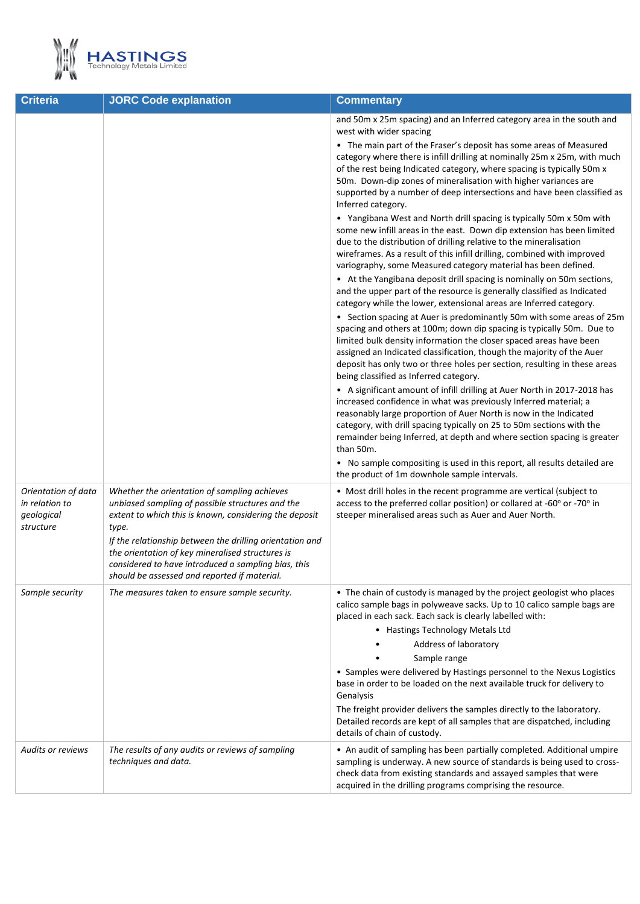| Criteria | JORC Code explanation | Commentary |
|---|---|---|
| | | and 50m x 25m spacing) and an Inferred category area in the south and west with wider spacing<br>• The main part of the Fraser's deposit has some areas of Measured category where there is infill drilling at nominally 25m x 25m, with much of the rest being Indicated category, where spacing is typically 50m x 50m. Down-dip zones of mineralisation with higher variances are supported by a number of deep intersections and have been classified as Inferred category.<br>• Yangibana West and North drill spacing is typically 50m x 50m with some new infill areas in the east. Down dip extension has been limited due to the distribution of drilling relative to the mineralisation wireframes. As a result of this infill drilling, combined with improved variography, some Measured category material has been defined.<br>• At the Yangibana deposit drill spacing is nominally on 50m sections, and the upper part of the resource is generally classified as Indicated category while the lower, extensional areas are Inferred category.<br>• Section spacing at Auer is predominantly 50m with some areas of 25m spacing and others at 100m; down dip spacing is typically 50m. Due to limited bulk density information the closer spaced areas have been assigned an Indicated classification, though the majority of the Auer deposit has only two or three holes per section, resulting in these areas being classified as Inferred category.<br>• A significant amount of infill drilling at Auer North in 2017-2018 has increased confidence in what was previously Inferred material; a reasonably large proportion of Auer North is now in the Indicated category, with drill spacing typically on 25 to 50m sections with the remainder being Inferred, at depth and where section spacing is greater than 50m.<br>• No sample compositing is used in this report, all results detailed are the product of 1m downhole sample intervals. |
| *Orientation of data in relation to geological structure* | *Whether the orientation of sampling achieves unbiased sampling of possible structures and the extent to which this is known, considering the deposit type.*<br>*If the relationship between the drilling orientation and the orientation of key mineralised structures is considered to have introduced a sampling bias, this should be assessed and reported if material.* | • Most drill holes in the recent programme are vertical (subject to access to the preferred collar position) or collared at -60º or -70º in steeper mineralised areas such as Auer and Auer North. |
| *Sample security* | *The measures taken to ensure sample security.* | • The chain of custody is managed by the project geologist who places calico sample bags in polyweave sacks. Up to 10 calico sample bags are placed in each sack. Each sack is clearly labelled with:<br>• Hastings Technology Metals Ltd<br>• Address of laboratory<br>• Sample range<br>• Samples were delivered by Hastings personnel to the Nexus Logistics base in order to be loaded on the next available truck for delivery to Genalysis<br>The freight provider delivers the samples directly to the laboratory. Detailed records are kept of all samples that are dispatched, including details of chain of custody. |
| *Audits or reviews* | *The results of any audits or reviews of sampling techniques and data.* | • An audit of sampling has been partially completed. Additional umpire sampling is underway. A new source of standards is being used to cross-check data from existing standards and assayed samples that were acquired in the drilling programs comprising the resource. |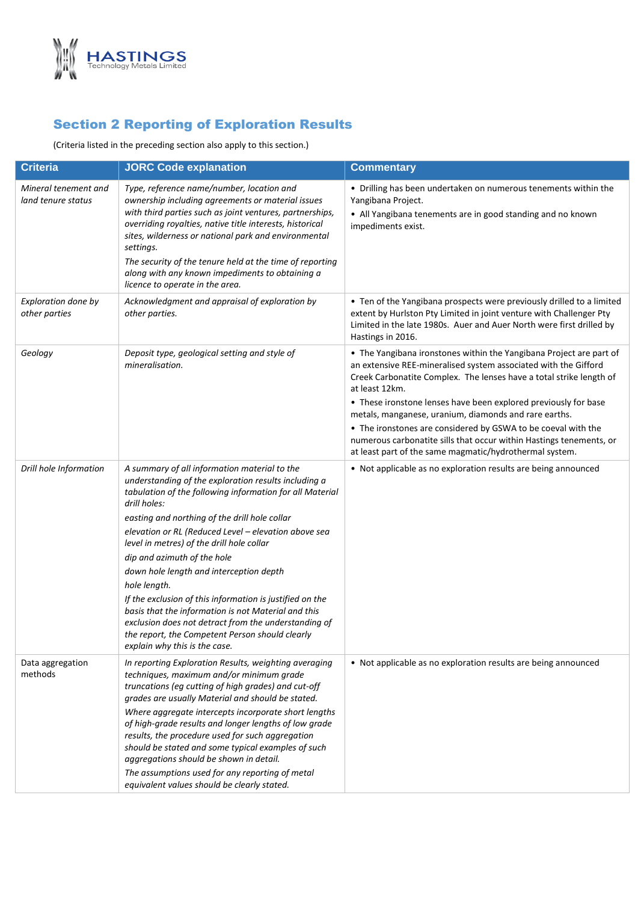## Section 2 Reporting of Exploration Results

(Criteria listed in the preceding section also apply to this section.)

| Criteria | JORC Code explanation | Commentary |
|---|---|---|
| *Mineral tenement and land tenure status* | *Type, reference name/number, location and ownership including agreements or material issues with third parties such as joint ventures, partnerships, overriding royalties, native title interests, historical sites, wilderness or national park and environmental settings.*<br>*The security of the tenure held at the time of reporting along with any known impediments to obtaining a licence to operate in the area.* | • Drilling has been undertaken on numerous tenements within the Yangibana Project.<br>• All Yangibana tenements are in good standing and no known impediments exist. |
| *Exploration done by other parties* | *Acknowledgment and appraisal of exploration by other parties.* | • Ten of the Yangibana prospects were previously drilled to a limited extent by Hurlston Pty Limited in joint venture with Challenger Pty Limited in the late 1980s. Auer and Auer North were first drilled by Hastings in 2016. |
| *Geology* | *Deposit type, geological setting and style of mineralisation.* | • The Yangibana ironstones within the Yangibana Project are part of an extensive REE-mineralised system associated with the Gifford Creek Carbonatite Complex. The lenses have a total strike length of at least 12km.<br>• These ironstone lenses have been explored previously for base metals, manganese, uranium, diamonds and rare earths.<br>• The ironstones are considered by GSWA to be coeval with the numerous carbonatite sills that occur within Hastings tenements, or at least part of the same magmatic/hydrothermal system. |
| *Drill hole Information* | *A summary of all information material to the understanding of the exploration results including a tabulation of the following information for all Material drill holes:*<br>*easting and northing of the drill hole collar*<br>*elevation or RL (Reduced Level – elevation above sea level in metres) of the drill hole collar*<br>*dip and azimuth of the hole*<br>*down hole length and interception depth*<br>*hole length.*<br>*If the exclusion of this information is justified on the basis that the information is not Material and this exclusion does not detract from the understanding of the report, the Competent Person should clearly explain why this is the case.* | • Not applicable as no exploration results are being announced |
| Data aggregation methods | *In reporting Exploration Results, weighting averaging techniques, maximum and/or minimum grade truncations (eg cutting of high grades) and cut-off grades are usually Material and should be stated.*<br>*Where aggregate intercepts incorporate short lengths of high-grade results and longer lengths of low grade results, the procedure used for such aggregation should be stated and some typical examples of such aggregations should be shown in detail.*<br>*The assumptions used for any reporting of metal equivalent values should be clearly stated.* | • Not applicable as no exploration results are being announced |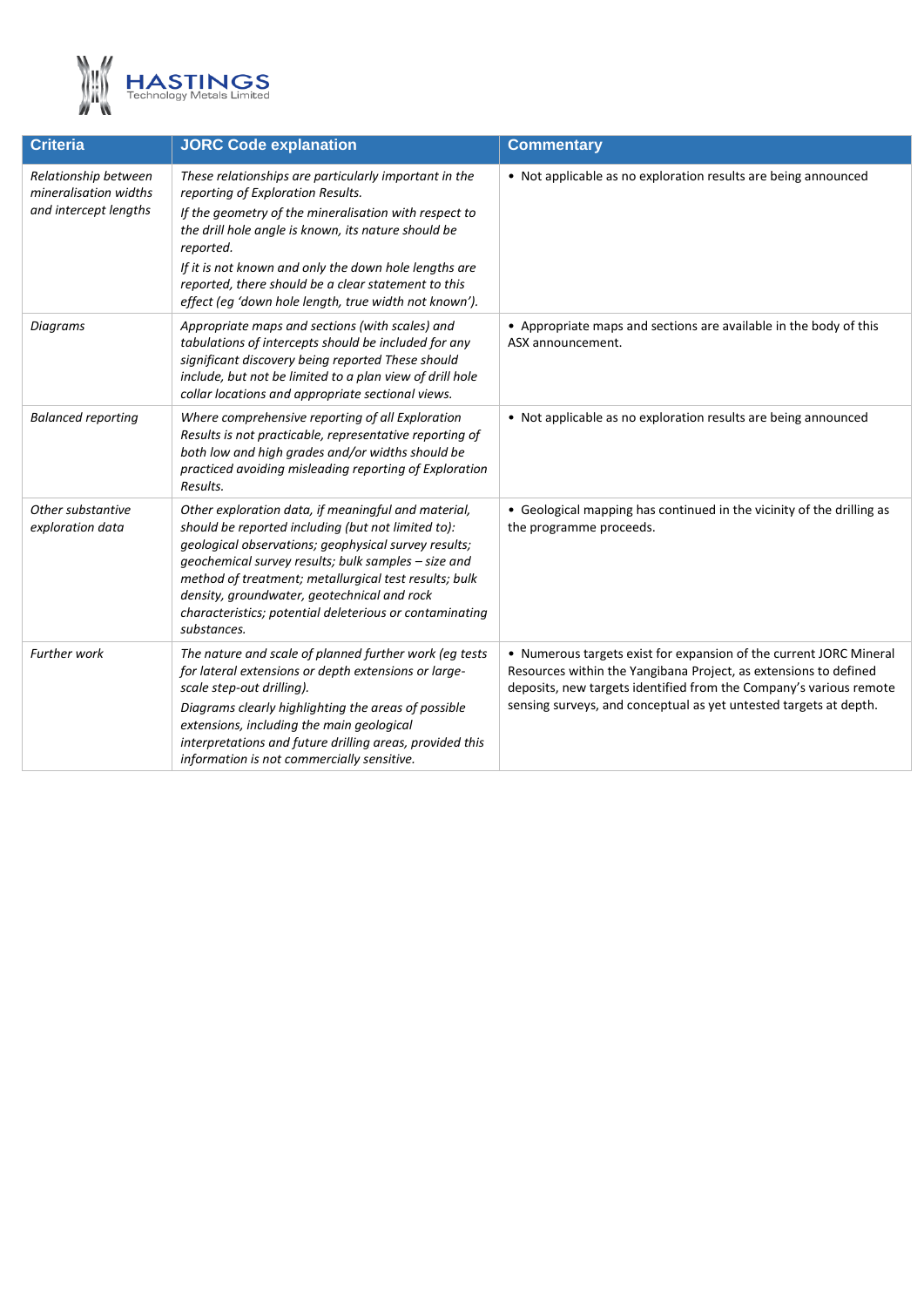| Criteria | JORC Code explanation | Commentary |
| --- | --- | --- |
| *Relationship between mineralisation widths and intercept lengths* | *These relationships are particularly important in the reporting of Exploration Results.* *If the geometry of the mineralisation with respect to the drill hole angle is known, its nature should be reported.* *If it is not known and only the down hole lengths are reported, there should be a clear statement to this effect (eg 'down hole length, true width not known').* | • Not applicable as no exploration results are being announced |
| *Diagrams* | *Appropriate maps and sections (with scales) and tabulations of intercepts should be included for any significant discovery being reported These should include, but not be limited to a plan view of drill hole collar locations and appropriate sectional views.* | • Appropriate maps and sections are available in the body of this ASX announcement. |
| *Balanced reporting* | *Where comprehensive reporting of all Exploration Results is not practicable, representative reporting of both low and high grades and/or widths should be practiced avoiding misleading reporting of Exploration Results.* | • Not applicable as no exploration results are being announced |
| *Other substantive exploration data* | *Other exploration data, if meaningful and material, should be reported including (but not limited to): geological observations; geophysical survey results; geochemical survey results; bulk samples – size and method of treatment; metallurgical test results; bulk density, groundwater, geotechnical and rock characteristics; potential deleterious or contaminating substances.* | • Geological mapping has continued in the vicinity of the drilling as the programme proceeds. |
| *Further work* | *The nature and scale of planned further work (eg tests for lateral extensions or depth extensions or large-scale step-out drilling).* *Diagrams clearly highlighting the areas of possible extensions, including the main geological interpretations and future drilling areas, provided this information is not commercially sensitive.* | • Numerous targets exist for expansion of the current JORC Mineral Resources within the Yangibana Project, as extensions to defined deposits, new targets identified from the Company's various remote sensing surveys, and conceptual as yet untested targets at depth. |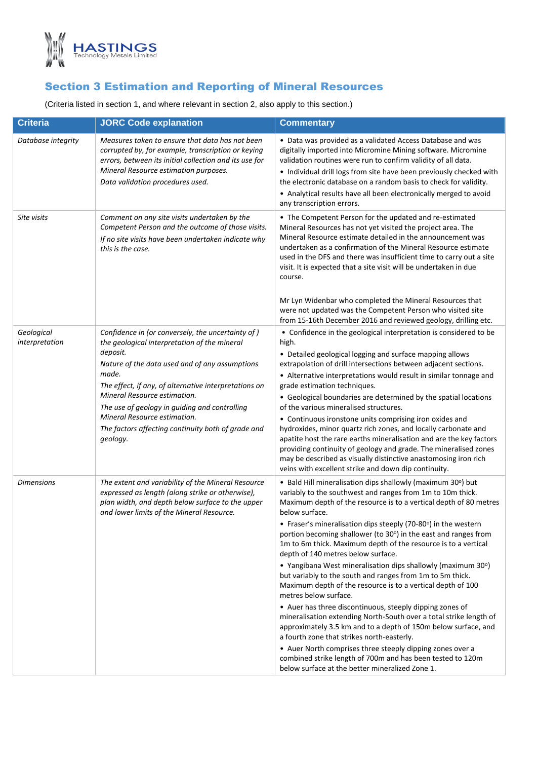## Section 3 Estimation and Reporting of Mineral Resources

(Criteria listed in section 1, and where relevant in section 2, also apply to this section.)

| Criteria | JORC Code explanation | Commentary |
|---|---|---|
| *Database integrity* | *Measures taken to ensure that data has not been corrupted by, for example, transcription or keying errors, between its initial collection and its use for Mineral Resource estimation purposes.*<br>*Data validation procedures used.* | • Data was provided as a validated Access Database and was digitally imported into Micromine Mining software. Micromine validation routines were run to confirm validity of all data.<br>• Individual drill logs from site have been previously checked with the electronic database on a random basis to check for validity.<br>• Analytical results have all been electronically merged to avoid any transcription errors. |
| *Site visits* | *Comment on any site visits undertaken by the Competent Person and the outcome of those visits.*<br>*If no site visits have been undertaken indicate why this is the case.* | • The Competent Person for the updated and re-estimated Mineral Resources has not yet visited the project area. The Mineral Resource estimate detailed in the announcement was undertaken as a confirmation of the Mineral Resource estimate used in the DFS and there was insufficient time to carry out a site visit. It is expected that a site visit will be undertaken in due course.<br><br>Mr Lyn Widenbar who completed the Mineral Resources that were not updated was the Competent Person who visited site from 15-16th December 2016 and reviewed geology, drilling etc. |
| *Geological interpretation* | *Confidence in (or conversely, the uncertainty of ) the geological interpretation of the mineral deposit.*<br>*Nature of the data used and of any assumptions made.*<br>*The effect, if any, of alternative interpretations on Mineral Resource estimation.*<br>*The use of geology in guiding and controlling Mineral Resource estimation.*<br>*The factors affecting continuity both of grade and geology.* | • Confidence in the geological interpretation is considered to be high.<br>• Detailed geological logging and surface mapping allows extrapolation of drill intersections between adjacent sections.<br>• Alternative interpretations would result in similar tonnage and grade estimation techniques.<br>• Geological boundaries are determined by the spatial locations of the various mineralised structures.<br>• Continuous ironstone units comprising iron oxides and hydroxides, minor quartz rich zones, and locally carbonate and apatite host the rare earths mineralisation and are the key factors providing continuity of geology and grade. The mineralised zones may be described as visually distinctive anastomosing iron rich veins with excellent strike and down dip continuity. |
| *Dimensions* | *The extent and variability of the Mineral Resource expressed as length (along strike or otherwise), plan width, and depth below surface to the upper and lower limits of the Mineral Resource.* | • Bald Hill mineralisation dips shallowly (maximum 30º) but variably to the southwest and ranges from 1m to 10m thick. Maximum depth of the resource is to a vertical depth of 80 metres below surface.<br>• Fraser's mineralisation dips steeply (70-80º) in the western portion becoming shallower (to 30º) in the east and ranges from 1m to 6m thick. Maximum depth of the resource is to a vertical depth of 140 metres below surface.<br>• Yangibana West mineralisation dips shallowly (maximum 30º) but variably to the south and ranges from 1m to 5m thick. Maximum depth of the resource is to a vertical depth of 100 metres below surface.<br>• Auer has three discontinuous, steeply dipping zones of mineralisation extending North-South over a total strike length of approximately 3.5 km and to a depth of 150m below surface, and a fourth zone that strikes north-easterly.<br>• Auer North comprises three steeply dipping zones over a combined strike length of 700m and has been tested to 120m below surface at the better mineralized Zone 1. |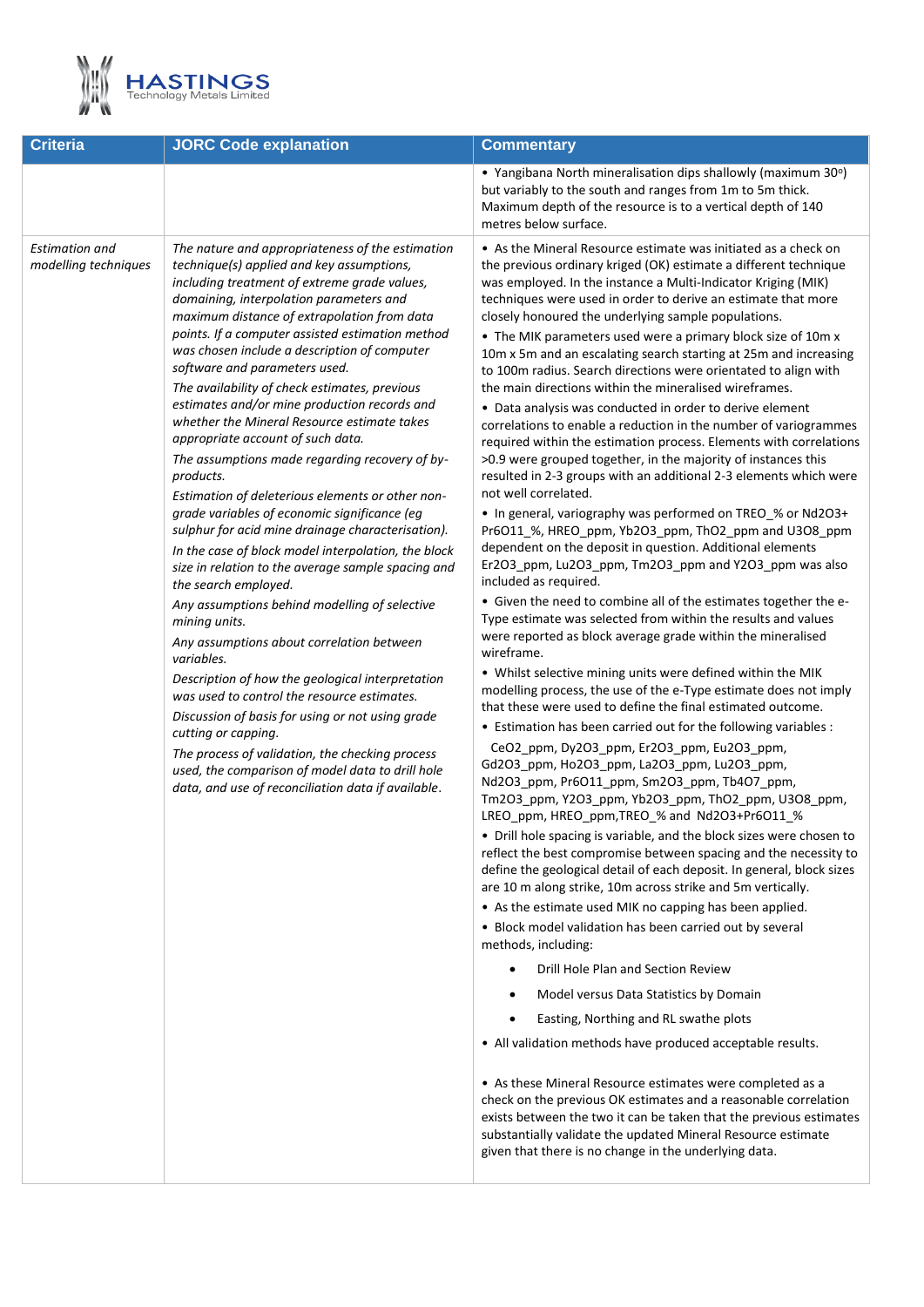| Criteria | JORC Code explanation | Commentary |
|---|---|---|
| | | • Yangibana North mineralisation dips shallowly (maximum 30°) but variably to the south and ranges from 1m to 5m thick. Maximum depth of the resource is to a vertical depth of 140 metres below surface. |
| *Estimation and modelling techniques* | *The nature and appropriateness of the estimation technique(s) applied and key assumptions, including treatment of extreme grade values, domaining, interpolation parameters and maximum distance of extrapolation from data points. If a computer assisted estimation method was chosen include a description of computer software and parameters used.*<br>*The availability of check estimates, previous estimates and/or mine production records and whether the Mineral Resource estimate takes appropriate account of such data.*<br>*The assumptions made regarding recovery of by-products.*<br>*Estimation of deleterious elements or other non-grade variables of economic significance (eg sulphur for acid mine drainage characterisation).*<br>*In the case of block model interpolation, the block size in relation to the average sample spacing and the search employed.*<br>*Any assumptions behind modelling of selective mining units.*<br>*Any assumptions about correlation between variables.*<br>*Description of how the geological interpretation was used to control the resource estimates.*<br>*Discussion of basis for using or not using grade cutting or capping.*<br>*The process of validation, the checking process used, the comparison of model data to drill hole data, and use of reconciliation data if available.* | • As the Mineral Resource estimate was initiated as a check on the previous ordinary kriged (OK) estimate a different technique was employed. In the instance a Multi-Indicator Kriging (MIK) techniques were used in order to derive an estimate that more closely honoured the underlying sample populations.<br>• The MIK parameters used were a primary block size of 10m x 10m x 5m and an escalating search starting at 25m and increasing to 100m radius. Search directions were orientated to align with the main directions within the mineralised wireframes.<br>• Data analysis was conducted in order to derive element correlations to enable a reduction in the number of variogrammes required within the estimation process. Elements with correlations >0.9 were grouped together, in the majority of instances this resulted in 2-3 groups with an additional 2-3 elements which were not well correlated.<br>• In general, variography was performed on TREO_% or Nd2O3+ Pr6O11_%, HREO_ppm, Yb2O3_ppm, ThO2_ppm and U3O8_ppm dependent on the deposit in question. Additional elements Er2O3_ppm, Lu2O3_ppm, Tm2O3_ppm and Y2O3_ppm was also included as required.<br>• Given the need to combine all of the estimates together the e-Type estimate was selected from within the results and values were reported as block average grade within the mineralised wireframe.<br>• Whilst selective mining units were defined within the MIK modelling process, the use of the e-Type estimate does not imply that these were used to define the final estimated outcome.<br>• Estimation has been carried out for the following variables :<br>CeO2_ppm, Dy2O3_ppm, Er2O3_ppm, Eu2O3_ppm, Gd2O3_ppm, Ho2O3_ppm, La2O3_ppm, Lu2O3_ppm, Nd2O3_ppm, Pr6O11_ppm, Sm2O3_ppm, Tb4O7_ppm, Tm2O3_ppm, Y2O3_ppm, Yb2O3_ppm, ThO2_ppm, U3O8_ppm, LREO_ppm, HREO_ppm,TREO_% and Nd2O3+Pr6O11_%<br>• Drill hole spacing is variable, and the block sizes were chosen to reflect the best compromise between spacing and the necessity to define the geological detail of each deposit. In general, block sizes are 10 m along strike, 10m across strike and 5m vertically.<br>• As the estimate used MIK no capping has been applied.<br>• Block model validation has been carried out by several methods, including:<br>  • Drill Hole Plan and Section Review<br>  • Model versus Data Statistics by Domain<br>  • Easting, Northing and RL swathe plots<br>• All validation methods have produced acceptable results.<br>• As these Mineral Resource estimates were completed as a check on the previous OK estimates and a reasonable correlation exists between the two it can be taken that the previous estimates substantially validate the updated Mineral Resource estimate given that there is no change in the underlying data. |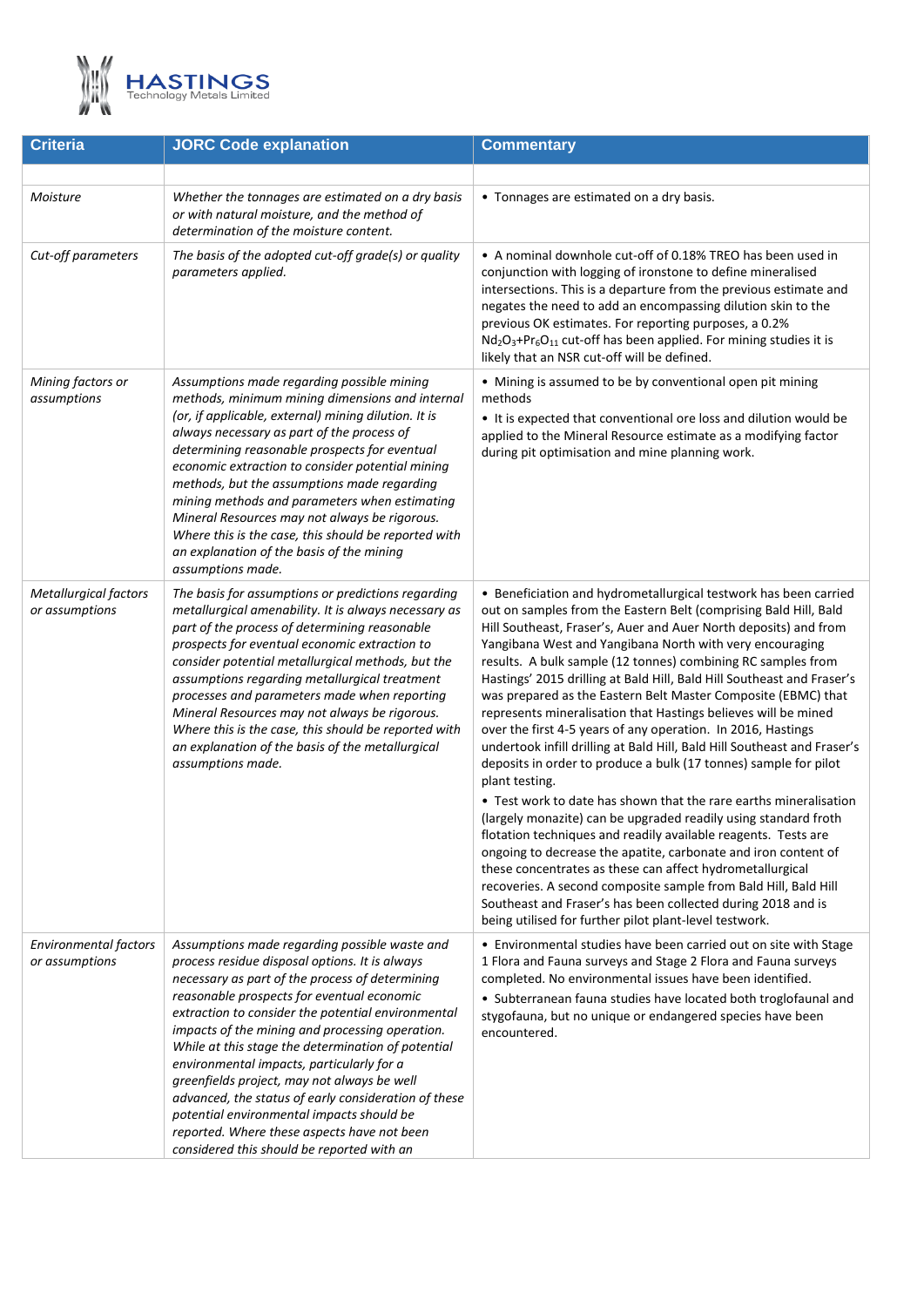| Criteria | JORC Code explanation | Commentary |
|---|---|---|
| | | |
| *Moisture* | *Whether the tonnages are estimated on a dry basis or with natural moisture, and the method of determination of the moisture content.* | • Tonnages are estimated on a dry basis. |
| *Cut-off parameters* | *The basis of the adopted cut-off grade(s) or quality parameters applied.* | • A nominal downhole cut-off of 0.18% TREO has been used in conjunction with logging of ironstone to define mineralised intersections. This is a departure from the previous estimate and negates the need to add an encompassing dilution skin to the previous OK estimates. For reporting purposes, a 0.2% $Nd_2O_3$+$Pr_6O_{11}$ cut-off has been applied. For mining studies it is likely that an NSR cut-off will be defined. |
| *Mining factors or assumptions* | *Assumptions made regarding possible mining methods, minimum mining dimensions and internal (or, if applicable, external) mining dilution. It is always necessary as part of the process of determining reasonable prospects for eventual economic extraction to consider potential mining methods, but the assumptions made regarding mining methods and parameters when estimating Mineral Resources may not always be rigorous. Where this is the case, this should be reported with an explanation of the basis of the mining assumptions made.* | • Mining is assumed to be by conventional open pit mining methods<br>• It is expected that conventional ore loss and dilution would be applied to the Mineral Resource estimate as a modifying factor during pit optimisation and mine planning work. |
| *Metallurgical factors or assumptions* | *The basis for assumptions or predictions regarding metallurgical amenability. It is always necessary as part of the process of determining reasonable prospects for eventual economic extraction to consider potential metallurgical methods, but the assumptions regarding metallurgical treatment processes and parameters made when reporting Mineral Resources may not always be rigorous. Where this is the case, this should be reported with an explanation of the basis of the metallurgical assumptions made.* | • Beneficiation and hydrometallurgical testwork has been carried out on samples from the Eastern Belt (comprising Bald Hill, Bald Hill Southeast, Fraser's, Auer and Auer North deposits) and from Yangibana West and Yangibana North with very encouraging results. A bulk sample (12 tonnes) combining RC samples from Hastings' 2015 drilling at Bald Hill, Bald Hill Southeast and Fraser's was prepared as the Eastern Belt Master Composite (EBMC) that represents mineralisation that Hastings believes will be mined over the first 4-5 years of any operation. In 2016, Hastings undertook infill drilling at Bald Hill, Bald Hill Southeast and Fraser's deposits in order to produce a bulk (17 tonnes) sample for pilot plant testing.<br>• Test work to date has shown that the rare earths mineralisation (largely monazite) can be upgraded readily using standard froth flotation techniques and readily available reagents. Tests are ongoing to decrease the apatite, carbonate and iron content of these concentrates as these can affect hydrometallurgical recoveries. A second composite sample from Bald Hill, Bald Hill Southeast and Fraser's has been collected during 2018 and is being utilised for further pilot plant-level testwork. |
| *Environmental factors or assumptions* | *Assumptions made regarding possible waste and process residue disposal options. It is always necessary as part of the process of determining reasonable prospects for eventual economic extraction to consider the potential environmental impacts of the mining and processing operation. While at this stage the determination of potential environmental impacts, particularly for a greenfields project, may not always be well advanced, the status of early consideration of these potential environmental impacts should be reported. Where these aspects have not been considered this should be reported with an* | • Environmental studies have been carried out on site with Stage 1 Flora and Fauna surveys and Stage 2 Flora and Fauna surveys completed. No environmental issues have been identified.<br>• Subterranean fauna studies have located both troglofaunal and stygofauna, but no unique or endangered species have been encountered. |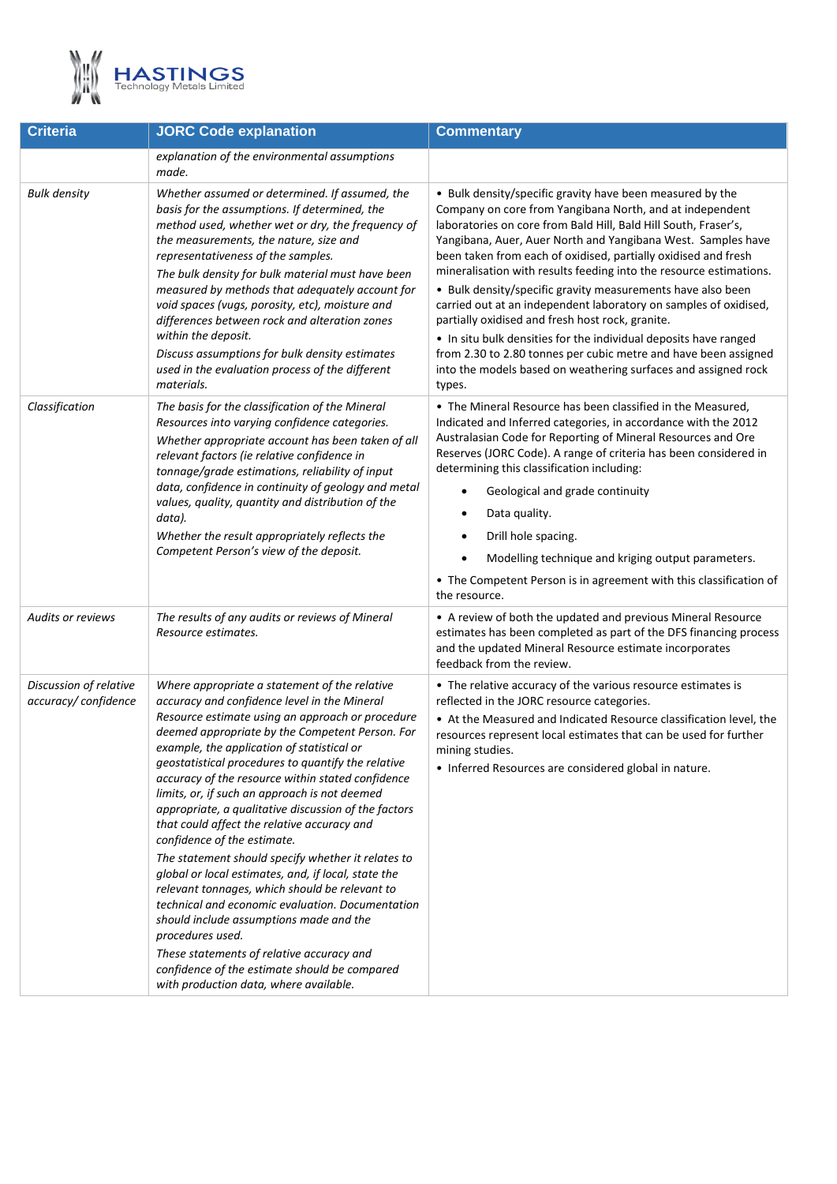| Criteria | JORC Code explanation | Commentary |
|---|---|---|
| | *explanation of the environmental assumptions made.* | |
| *Bulk density* | *Whether assumed or determined. If assumed, the basis for the assumptions. If determined, the method used, whether wet or dry, the frequency of the measurements, the nature, size and representativeness of the samples.* *The bulk density for bulk material must have been measured by methods that adequately account for void spaces (vugs, porosity, etc), moisture and differences between rock and alteration zones within the deposit.* *Discuss assumptions for bulk density estimates used in the evaluation process of the different materials.* | • Bulk density/specific gravity have been measured by the Company on core from Yangibana North, and at independent laboratories on core from Bald Hill, Bald Hill South, Fraser's, Yangibana, Auer, Auer North and Yangibana West. Samples have been taken from each of oxidised, partially oxidised and fresh mineralisation with results feeding into the resource estimations. • Bulk density/specific gravity measurements have also been carried out at an independent laboratory on samples of oxidised, partially oxidised and fresh host rock, granite. • In situ bulk densities for the individual deposits have ranged from 2.30 to 2.80 tonnes per cubic metre and have been assigned into the models based on weathering surfaces and assigned rock types. |
| *Classification* | *The basis for the classification of the Mineral Resources into varying confidence categories.* *Whether appropriate account has been taken of all relevant factors (ie relative confidence in tonnage/grade estimations, reliability of input data, confidence in continuity of geology and metal values, quality, quantity and distribution of the data).* *Whether the result appropriately reflects the Competent Person's view of the deposit.* | • The Mineral Resource has been classified in the Measured, Indicated and Inferred categories, in accordance with the 2012 Australasian Code for Reporting of Mineral Resources and Ore Reserves (JORC Code). A range of criteria has been considered in determining this classification including: <br>• Geological and grade continuity <br>• Data quality. <br>• Drill hole spacing. <br>• Modelling technique and kriging output parameters. <br>• The Competent Person is in agreement with this classification of the resource. |
| *Audits or reviews* | *The results of any audits or reviews of Mineral Resource estimates.* | • A review of both the updated and previous Mineral Resource estimates has been completed as part of the DFS financing process and the updated Mineral Resource estimate incorporates feedback from the review. |
| *Discussion of relative accuracy/ confidence* | *Where appropriate a statement of the relative accuracy and confidence level in the Mineral Resource estimate using an approach or procedure deemed appropriate by the Competent Person. For example, the application of statistical or geostatistical procedures to quantify the relative accuracy of the resource within stated confidence limits, or, if such an approach is not deemed appropriate, a qualitative discussion of the factors that could affect the relative accuracy and confidence of the estimate.* *The statement should specify whether it relates to global or local estimates, and, if local, state the relevant tonnages, which should be relevant to technical and economic evaluation. Documentation should include assumptions made and the procedures used.* *These statements of relative accuracy and confidence of the estimate should be compared with production data, where available.* | • The relative accuracy of the various resource estimates is reflected in the JORC resource categories. • At the Measured and Indicated Resource classification level, the resources represent local estimates that can be used for further mining studies. • Inferred Resources are considered global in nature. |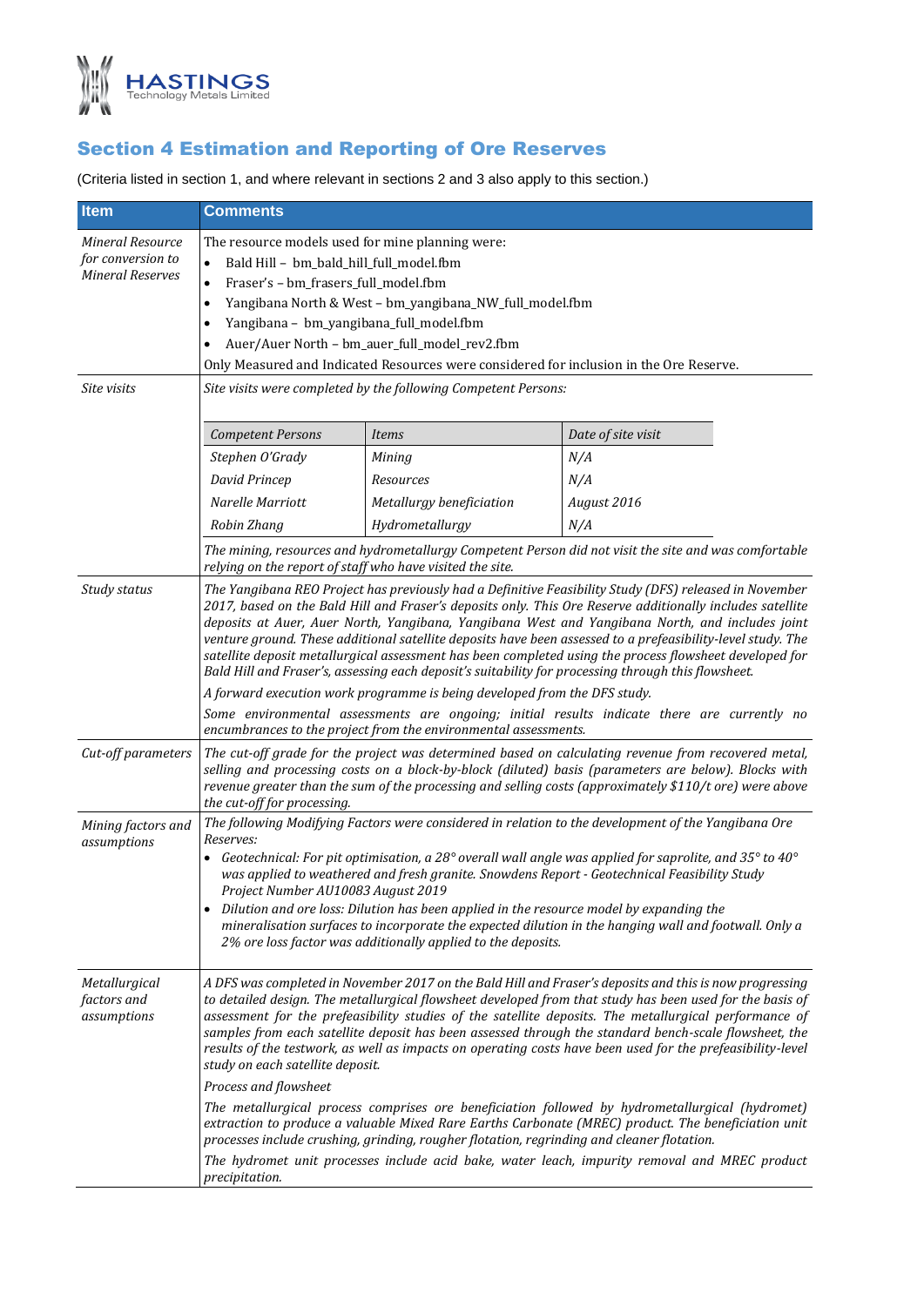## Section 4 Estimation and Reporting of Ore Reserves

(Criteria listed in section 1, and where relevant in sections 2 and 3 also apply to this section.)

| Item | Comments |
|---|---|
| *Mineral Resource for conversion to Mineral Reserves* | The resource models used for mine planning were:<br>• Bald Hill – bm_bald_hill_full_model.fbm<br>• Fraser's – bm_frasers_full_model.fbm<br>• Yangibana North & West – bm_yangibana_NW_full_model.fbm<br>• Yangibana – bm_yangibana_full_model.fbm<br>• Auer/Auer North – bm_auer_full_model_rev2.fbm<br>Only Measured and Indicated Resources were considered for inclusion in the Ore Reserve. |
| *Site visits* | *Site visits were completed by the following Competent Persons:*<br><br>*Competent Persons* — *Items* — *Date of site visit*<br>*Stephen O'Grady* — *Mining* — *N/A*<br>*David Princep* — *Resources* — *N/A*<br>*Narelle Marriott* — *Metallurgy beneficiation* — *August 2016*<br>*Robin Zhang* — *Hydrometallurgy* — *N/A*<br><br>*The mining, resources and hydrometallurgy Competent Person did not visit the site and was comfortable relying on the report of staff who have visited the site.* |
| *Study status* | *The Yangibana REO Project has previously had a Definitive Feasibility Study (DFS) released in November 2017, based on the Bald Hill and Fraser's deposits only. This Ore Reserve additionally includes satellite deposits at Auer, Auer North, Yangibana, Yangibana West and Yangibana North, and includes joint venture ground. These additional satellite deposits have been assessed to a prefeasibility-level study. The satellite deposit metallurgical assessment has been completed using the process flowsheet developed for Bald Hill and Fraser's, assessing each deposit's suitability for processing through this flowsheet.*<br>*A forward execution work programme is being developed from the DFS study.*<br>*Some environmental assessments are ongoing; initial results indicate there are currently no encumbrances to the project from the environmental assessments.* |
| *Cut-off parameters* | *The cut-off grade for the project was determined based on calculating revenue from recovered metal, selling and processing costs on a block-by-block (diluted) basis (parameters are below). Blocks with revenue greater than the sum of the processing and selling costs (approximately $110/t ore) were above the cut-off for processing.* |
| *Mining factors and assumptions* | *The following Modifying Factors were considered in relation to the development of the Yangibana Ore Reserves:*<br>• *Geotechnical: For pit optimisation, a 28° overall wall angle was applied for saprolite, and 35° to 40° was applied to weathered and fresh granite. Snowdens Report - Geotechnical Feasibility Study Project Number AU10083 August 2019*<br>• *Dilution and ore loss: Dilution has been applied in the resource model by expanding the mineralisation surfaces to incorporate the expected dilution in the hanging wall and footwall. Only a 2% ore loss factor was additionally applied to the deposits.* |
| *Metallurgical factors and assumptions* | *A DFS was completed in November 2017 on the Bald Hill and Fraser's deposits and this is now progressing to detailed design. The metallurgical flowsheet developed from that study has been used for the basis of assessment for the prefeasibility studies of the satellite deposits. The metallurgical performance of samples from each satellite deposit has been assessed through the standard bench-scale flowsheet, the results of the testwork, as well as impacts on operating costs have been used for the prefeasibility-level study on each satellite deposit.*<br>*Process and flowsheet*<br>*The metallurgical process comprises ore beneficiation followed by hydrometallurgical (hydromet) extraction to produce a valuable Mixed Rare Earths Carbonate (MREC) product. The beneficiation unit processes include crushing, grinding, rougher flotation, regrinding and cleaner flotation.*<br>*The hydromet unit processes include acid bake, water leach, impurity removal and MREC product precipitation.* |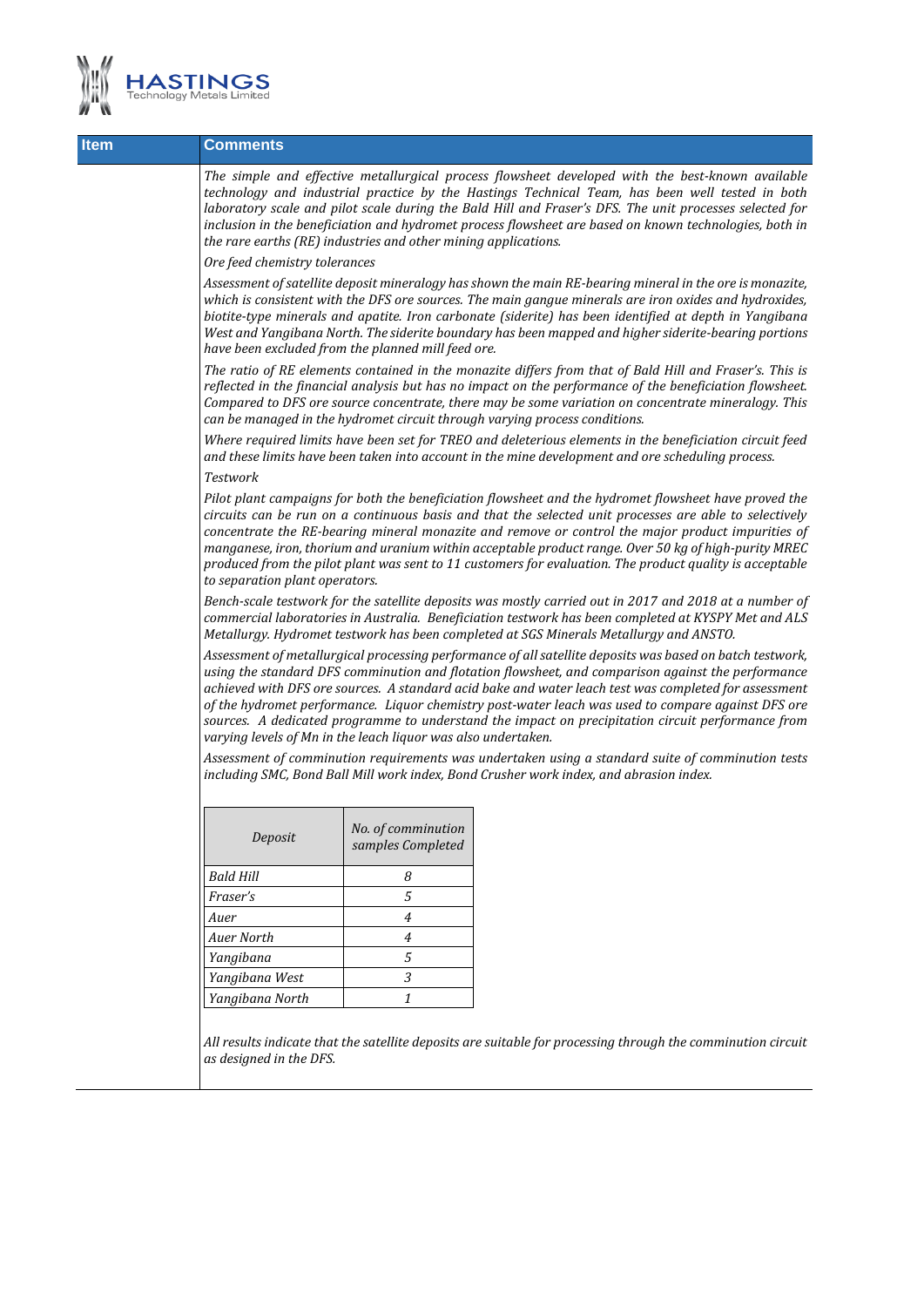| Item | Comments |
|---|---|
| | *The simple and effective metallurgical process flowsheet developed with the best-known available technology and industrial practice by the Hastings Technical Team, has been well tested in both laboratory scale and pilot scale during the Bald Hill and Fraser's DFS. The unit processes selected for inclusion in the beneficiation and hydromet process flowsheet are based on known technologies, both in the rare earths (RE) industries and other mining applications.* |

*Ore feed chemistry tolerances*

*Assessment of satellite deposit mineralogy has shown the main RE-bearing mineral in the ore is monazite, which is consistent with the DFS ore sources. The main gangue minerals are iron oxides and hydroxides, biotite-type minerals and apatite. Iron carbonate (siderite) has been identified at depth in Yangibana West and Yangibana North. The siderite boundary has been mapped and higher siderite-bearing portions have been excluded from the planned mill feed ore.*

*The ratio of RE elements contained in the monazite differs from that of Bald Hill and Fraser's. This is reflected in the financial analysis but has no impact on the performance of the beneficiation flowsheet. Compared to DFS ore source concentrate, there may be some variation on concentrate mineralogy. This can be managed in the hydromet circuit through varying process conditions.*

*Where required limits have been set for TREO and deleterious elements in the beneficiation circuit feed and these limits have been taken into account in the mine development and ore scheduling process.*

*Testwork*

*Pilot plant campaigns for both the beneficiation flowsheet and the hydromet flowsheet have proved the circuits can be run on a continuous basis and that the selected unit processes are able to selectively concentrate the RE-bearing mineral monazite and remove or control the major product impurities of manganese, iron, thorium and uranium within acceptable product range. Over 50 kg of high-purity MREC produced from the pilot plant was sent to 11 customers for evaluation. The product quality is acceptable to separation plant operators.*

*Bench-scale testwork for the satellite deposits was mostly carried out in 2017 and 2018 at a number of commercial laboratories in Australia. Beneficiation testwork has been completed at KYSPY Met and ALS Metallurgy. Hydromet testwork has been completed at SGS Minerals Metallurgy and ANSTO.*

*Assessment of metallurgical processing performance of all satellite deposits was based on batch testwork, using the standard DFS comminution and flotation flowsheet, and comparison against the performance achieved with DFS ore sources. A standard acid bake and water leach test was completed for assessment of the hydromet performance. Liquor chemistry post-water leach was used to compare against DFS ore sources. A dedicated programme to understand the impact on precipitation circuit performance from varying levels of Mn in the leach liquor was also undertaken.*

*Assessment of comminution requirements was undertaken using a standard suite of comminution tests including SMC, Bond Ball Mill work index, Bond Crusher work index, and abrasion index.*

| *Deposit* | *No. of comminution samples Completed* |
|---|---|
| *Bald Hill* | *8* |
| *Fraser's* | *5* |
| *Auer* | *4* |
| *Auer North* | *4* |
| *Yangibana* | *5* |
| *Yangibana West* | *3* |
| *Yangibana North* | *1* |

*All results indicate that the satellite deposits are suitable for processing through the comminution circuit as designed in the DFS.*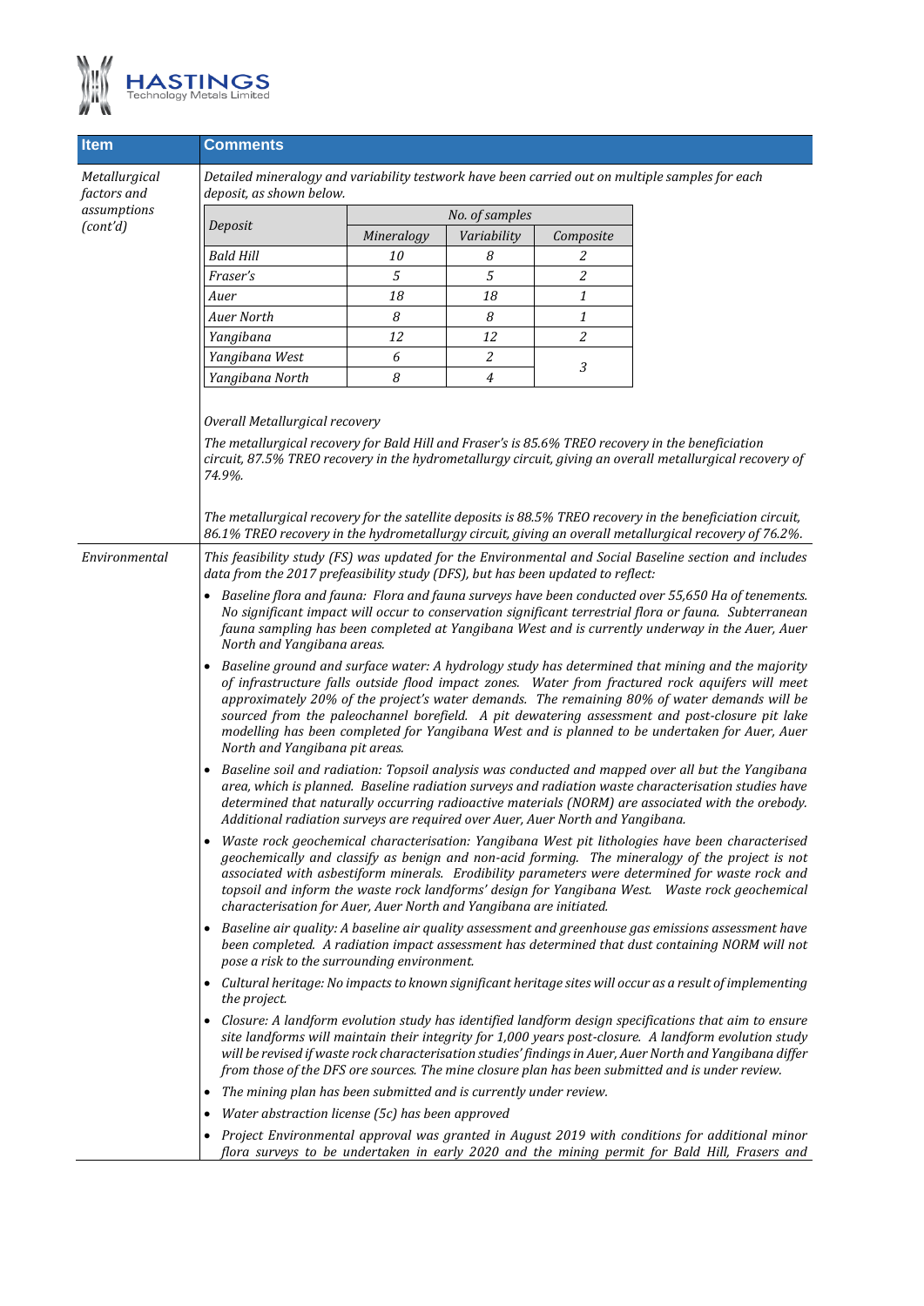| Item | Comments |
|---|---|
| *Metallurgical factors and assumptions (cont'd)* | *Detailed mineralogy and variability testwork have been carried out on multiple samples for each deposit, as shown below.* |

| *Deposit* | *No. of samples* | | |
|---|---|---|---|
| | *Mineralogy* | *Variability* | *Composite* |
| *Bald Hill* | *10* | *8* | *2* |
| *Fraser's* | *5* | *5* | *2* |
| *Auer* | *18* | *18* | *1* |
| *Auer North* | *8* | *8* | *1* |
| *Yangibana* | *12* | *12* | *2* |
| *Yangibana West* | *6* | *2* | *3* |
| *Yangibana North* | *8* | *4* | |

*Overall Metallurgical recovery*

*The metallurgical recovery for Bald Hill and Fraser's is 85.6% TREO recovery in the beneficiation circuit, 87.5% TREO recovery in the hydrometallurgy circuit, giving an overall metallurgical recovery of 74.9%.*

*The metallurgical recovery for the satellite deposits is 88.5% TREO recovery in the beneficiation circuit, 86.1% TREO recovery in the hydrometallurgy circuit, giving an overall metallurgical recovery of 76.2%.*

| Item | Comments |
|---|---|
| *Environmental* | *This feasibility study (FS) was updated for the Environmental and Social Baseline section and includes data from the 2017 prefeasibility study (DFS), but has been updated to reflect:* |

- *Baseline flora and fauna: Flora and fauna surveys have been conducted over 55,650 Ha of tenements. No significant impact will occur to conservation significant terrestrial flora or fauna. Subterranean fauna sampling has been completed at Yangibana West and is currently underway in the Auer, Auer North and Yangibana areas.*
- *Baseline ground and surface water: A hydrology study has determined that mining and the majority of infrastructure falls outside flood impact zones. Water from fractured rock aquifers will meet approximately 20% of the project's water demands. The remaining 80% of water demands will be sourced from the paleochannel borefield. A pit dewatering assessment and post-closure pit lake modelling has been completed for Yangibana West and is planned to be undertaken for Auer, Auer North and Yangibana pit areas.*
- *Baseline soil and radiation: Topsoil analysis was conducted and mapped over all but the Yangibana area, which is planned. Baseline radiation surveys and radiation waste characterisation studies have determined that naturally occurring radioactive materials (NORM) are associated with the orebody. Additional radiation surveys are required over Auer, Auer North and Yangibana.*
- *Waste rock geochemical characterisation: Yangibana West pit lithologies have been characterised geochemically and classify as benign and non-acid forming. The mineralogy of the project is not associated with asbestiform minerals. Erodibility parameters were determined for waste rock and topsoil and inform the waste rock landforms' design for Yangibana West. Waste rock geochemical characterisation for Auer, Auer North and Yangibana are initiated.*
- *Baseline air quality: A baseline air quality assessment and greenhouse gas emissions assessment have been completed. A radiation impact assessment has determined that dust containing NORM will not pose a risk to the surrounding environment.*
- *Cultural heritage: No impacts to known significant heritage sites will occur as a result of implementing the project.*
- *Closure: A landform evolution study has identified landform design specifications that aim to ensure site landforms will maintain their integrity for 1,000 years post-closure. A landform evolution study will be revised if waste rock characterisation studies' findings in Auer, Auer North and Yangibana differ from those of the DFS ore sources. The mine closure plan has been submitted and is under review.*
- *The mining plan has been submitted and is currently under review.*
- *Water abstraction license (5c) has been approved*
- *Project Environmental approval was granted in August 2019 with conditions for additional minor flora surveys to be undertaken in early 2020 and the mining permit for Bald Hill, Frasers and*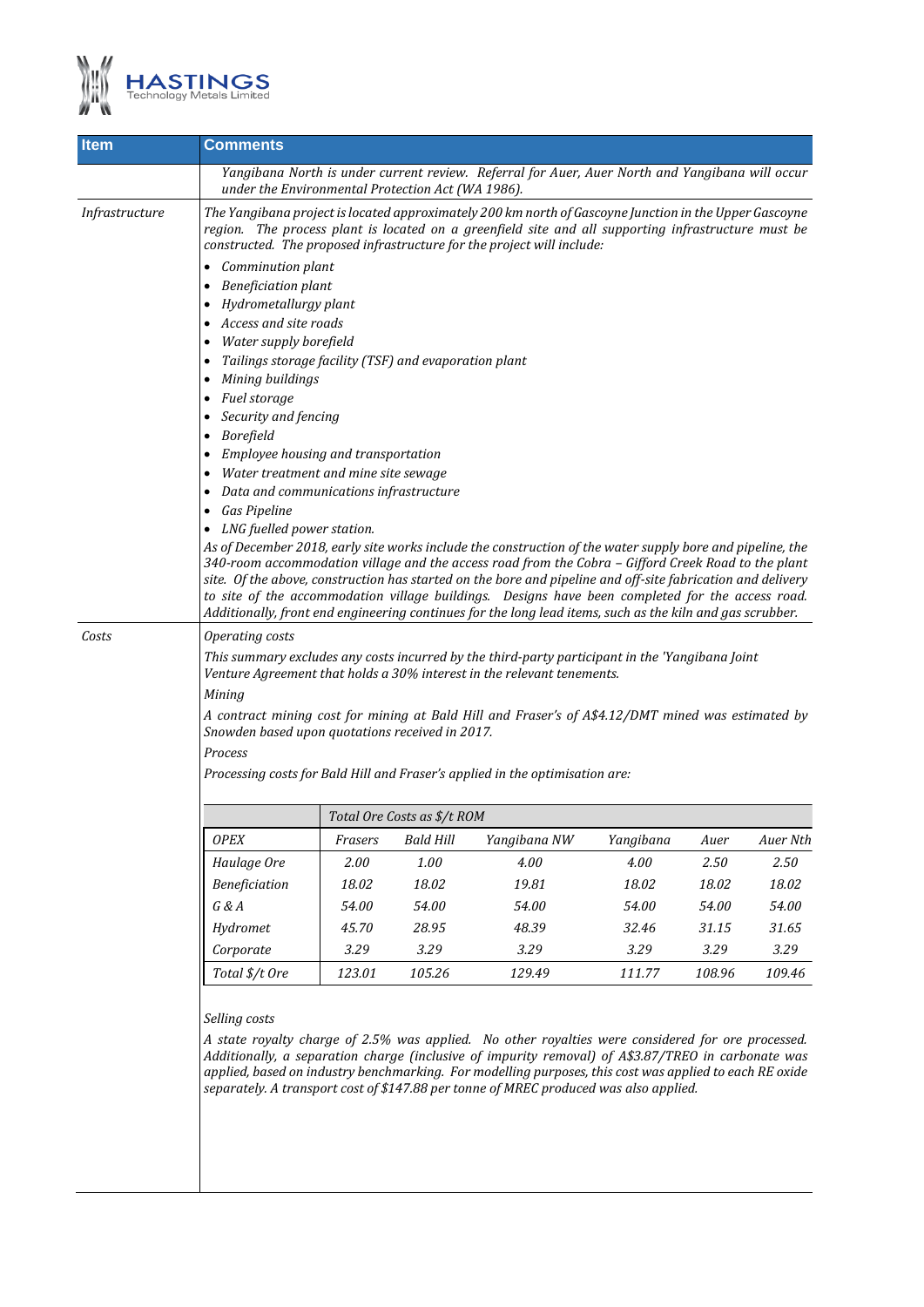| Item | Comments |
|---|---|
| | *Yangibana North is under current review. Referral for Auer, Auer North and Yangibana will occur under the Environmental Protection Act (WA 1986).* |
| *Infrastructure* | *The Yangibana project is located approximately 200 km north of Gascoyne Junction in the Upper Gascoyne region. The process plant is located on a greenfield site and all supporting infrastructure must be constructed. The proposed infrastructure for the project will include:* <br>• *Comminution plant* <br>• *Beneficiation plant* <br>• *Hydrometallurgy plant* <br>• *Access and site roads* <br>• *Water supply borefield* <br>• *Tailings storage facility (TSF) and evaporation plant* <br>• *Mining buildings* <br>• *Fuel storage* <br>• *Security and fencing* <br>• *Borefield* <br>• *Employee housing and transportation* <br>• *Water treatment and mine site sewage* <br>• *Data and communications infrastructure* <br>• *Gas Pipeline* <br>• *LNG fuelled power station.* <br>*As of December 2018, early site works include the construction of the water supply bore and pipeline, the 340-room accommodation village and the access road from the Cobra – Gifford Creek Road to the plant site. Of the above, construction has started on the bore and pipeline and off-site fabrication and delivery to site of the accommodation village buildings. Designs have been completed for the access road. Additionally, front end engineering continues for the long lead items, such as the kiln and gas scrubber.* |
| *Costs* | *Operating costs* <br>*This summary excludes any costs incurred by the third-party participant in the 'Yangibana Joint Venture Agreement that holds a 30% interest in the relevant tenements.* <br>*Mining* <br>*A contract mining cost for mining at Bald Hill and Fraser's of A$4.12/DMT mined was estimated by Snowden based upon quotations received in 2017.* <br>*Process* <br>*Processing costs for Bald Hill and Fraser's applied in the optimisation are:* |

| | *Total Ore Costs as $/t ROM* | | | | | |
|---|---|---|---|---|---|---|
| *OPEX* | *Frasers* | *Bald Hill* | *Yangibana NW* | *Yangibana* | *Auer* | *Auer Nth* |
| *Haulage Ore* | *2.00* | *1.00* | *4.00* | *4.00* | *2.50* | *2.50* |
| *Beneficiation* | *18.02* | *18.02* | *19.81* | *18.02* | *18.02* | *18.02* |
| *G & A* | *54.00* | *54.00* | *54.00* | *54.00* | *54.00* | *54.00* |
| *Hydromet* | *45.70* | *28.95* | *48.39* | *32.46* | *31.15* | *31.65* |
| *Corporate* | *3.29* | *3.29* | *3.29* | *3.29* | *3.29* | *3.29* |
| *Total $/t Ore* | *123.01* | *105.26* | *129.49* | *111.77* | *108.96* | *109.46* |

*Selling costs*

*A state royalty charge of 2.5% was applied. No other royalties were considered for ore processed. Additionally, a separation charge (inclusive of impurity removal) of A$3.87/TREO in carbonate was applied, based on industry benchmarking. For modelling purposes, this cost was applied to each RE oxide separately. A transport cost of $147.88 per tonne of MREC produced was also applied.*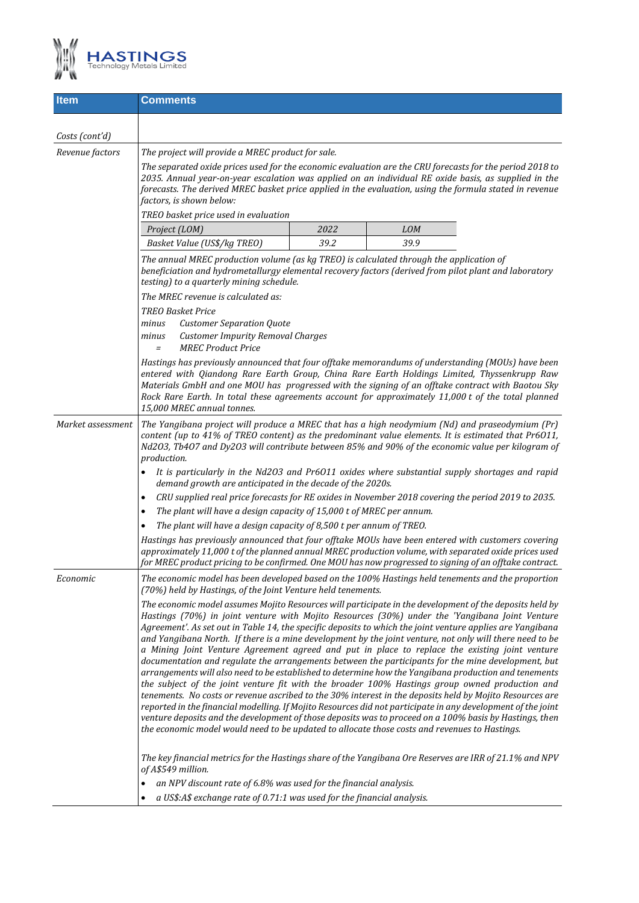| Item | Comments |
|---|---|
| *Costs (cont'd)* | |
| *Revenue factors* | *The project will provide a MREC product for sale.*<br>*The separated oxide prices used for the economic evaluation are the CRU forecasts for the period 2018 to 2035. Annual year-on-year escalation was applied on an individual RE oxide basis, as supplied in the forecasts. The derived MREC basket price applied in the evaluation, using the formula stated in revenue factors, is shown below:*<br>*TREO basket price used in evaluation*<br><br>*Project (LOM): 2022 — 39.2; LOM — 39.9 (Basket Value (US$/kg TREO))*<br><br>*The annual MREC production volume (as kg TREO) is calculated through the application of beneficiation and hydrometallurgy elemental recovery factors (derived from pilot plant and laboratory testing) to a quarterly mining schedule.*<br>*The MREC revenue is calculated as:*<br>*TREO Basket Price*<br>*minus Customer Separation Quote*<br>*minus Customer Impurity Removal Charges*<br>*= MREC Product Price*<br>*Hastings has previously announced that four offtake memorandums of understanding (MOUs) have been entered with Qiandong Rare Earth Group, China Rare Earth Holdings Limited, Thyssenkrupp Raw Materials GmbH and one MOU has progressed with the signing of an offtake contract with Baotou Sky Rock Rare Earth. In total these agreements account for approximately 11,000 t of the total planned 15,000 MREC annual tonnes.* |
| *Market assessment* | *The Yangibana project will produce a MREC that has a high neodymium (Nd) and praseodymium (Pr) content (up to 41% of TREO content) as the predominant value elements. It is estimated that $Pr_6O_{11}$, $Nd_2O_3$, $Tb_4O_7$ and $Dy_2O_3$ will contribute between 85% and 90% of the economic value per kilogram of production.*<br>• *It is particularly in the $Nd_2O_3$ and $Pr_6O_{11}$ oxides where substantial supply shortages and rapid demand growth are anticipated in the decade of the 2020s.*<br>• *CRU supplied real price forecasts for RE oxides in November 2018 covering the period 2019 to 2035.*<br>• *The plant will have a design capacity of 15,000 t of MREC per annum.*<br>• *The plant will have a design capacity of 8,500 t per annum of TREO.*<br>*Hastings has previously announced that four offtake MOUs have been entered with customers covering approximately 11,000 t of the planned annual MREC production volume, with separated oxide prices used for MREC product pricing to be confirmed. One MOU has now progressed to signing of an offtake contract.* |
| *Economic* | *The economic model has been developed based on the 100% Hastings held tenements and the proportion (70%) held by Hastings, of the Joint Venture held tenements.*<br>*The economic model assumes Mojito Resources will participate in the development of the deposits held by Hastings (70%) in joint venture with Mojito Resources (30%) under the 'Yangibana Joint Venture Agreement'. As set out in Table 14, the specific deposits to which the joint venture applies are Yangibana and Yangibana North. If there is a mine development by the joint venture, not only will there need to be a Mining Joint Venture Agreement agreed and put in place to replace the existing joint venture documentation and regulate the arrangements between the participants for the mine development, but arrangements will also need to be established to determine how the Yangibana production and tenements the subject of the joint venture fit with the broader 100% Hastings group owned production and tenements. No costs or revenue ascribed to the 30% interest in the deposits held by Mojito Resources are reported in the financial modelling. If Mojito Resources did not participate in any development of the joint venture deposits and the development of those deposits was to proceed on a 100% basis by Hastings, then the economic model would need to be updated to allocate those costs and revenues to Hastings.*<br><br>*The key financial metrics for the Hastings share of the Yangibana Ore Reserves are IRR of 21.1% and NPV of A$549 million.*<br>• *an NPV discount rate of 6.8% was used for the financial analysis.*<br>• *a US$:A$ exchange rate of 0.71:1 was used for the financial analysis.* |

*TREO basket price used in evaluation*

| *Project (LOM)* | *2022* | *LOM* |
|---|---|---|
| *Basket Value (US$/kg TREO)* | *39.2* | *39.9* |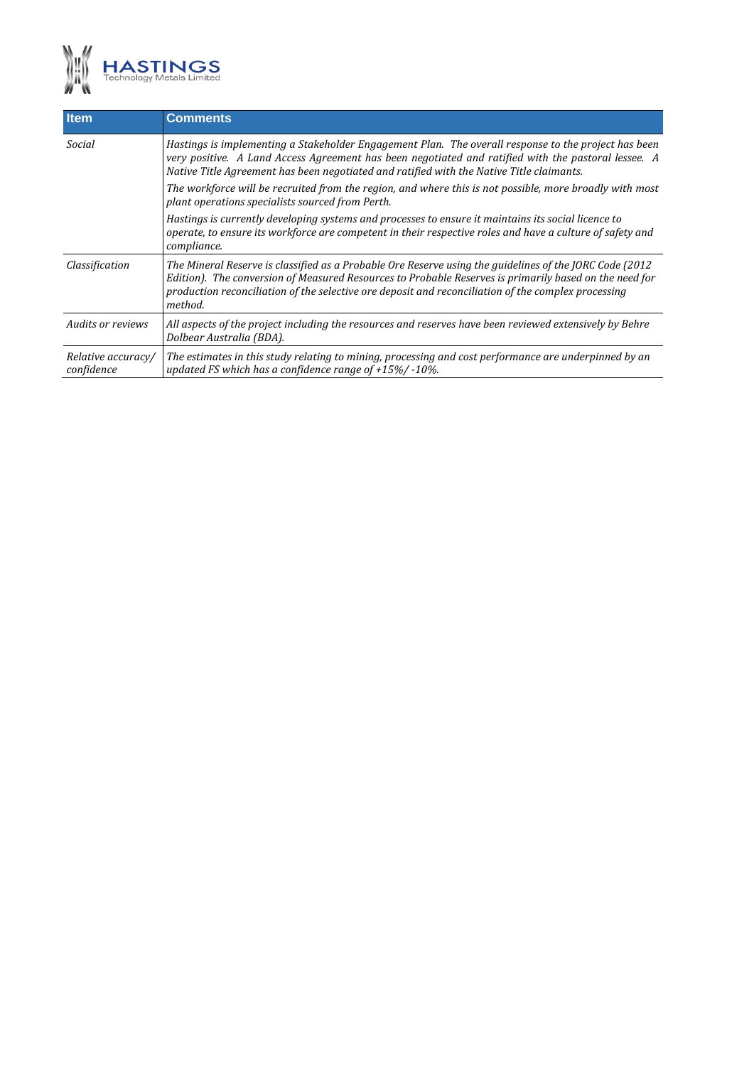| Item | Comments |
|---|---|
| *Social* | *Hastings is implementing a Stakeholder Engagement Plan. The overall response to the project has been very positive. A Land Access Agreement has been negotiated and ratified with the pastoral lessee. A Native Title Agreement has been negotiated and ratified with the Native Title claimants.*<br>*The workforce will be recruited from the region, and where this is not possible, more broadly with most plant operations specialists sourced from Perth.*<br>*Hastings is currently developing systems and processes to ensure it maintains its social licence to operate, to ensure its workforce are competent in their respective roles and have a culture of safety and compliance.* |
| *Classification* | *The Mineral Reserve is classified as a Probable Ore Reserve using the guidelines of the JORC Code (2012 Edition). The conversion of Measured Resources to Probable Reserves is primarily based on the need for production reconciliation of the selective ore deposit and reconciliation of the complex processing method.* |
| *Audits or reviews* | *All aspects of the project including the resources and reserves have been reviewed extensively by Behre Dolbear Australia (BDA).* |
| *Relative accuracy/ confidence* | *The estimates in this study relating to mining, processing and cost performance are underpinned by an updated FS which has a confidence range of +15%/ -10%.* |